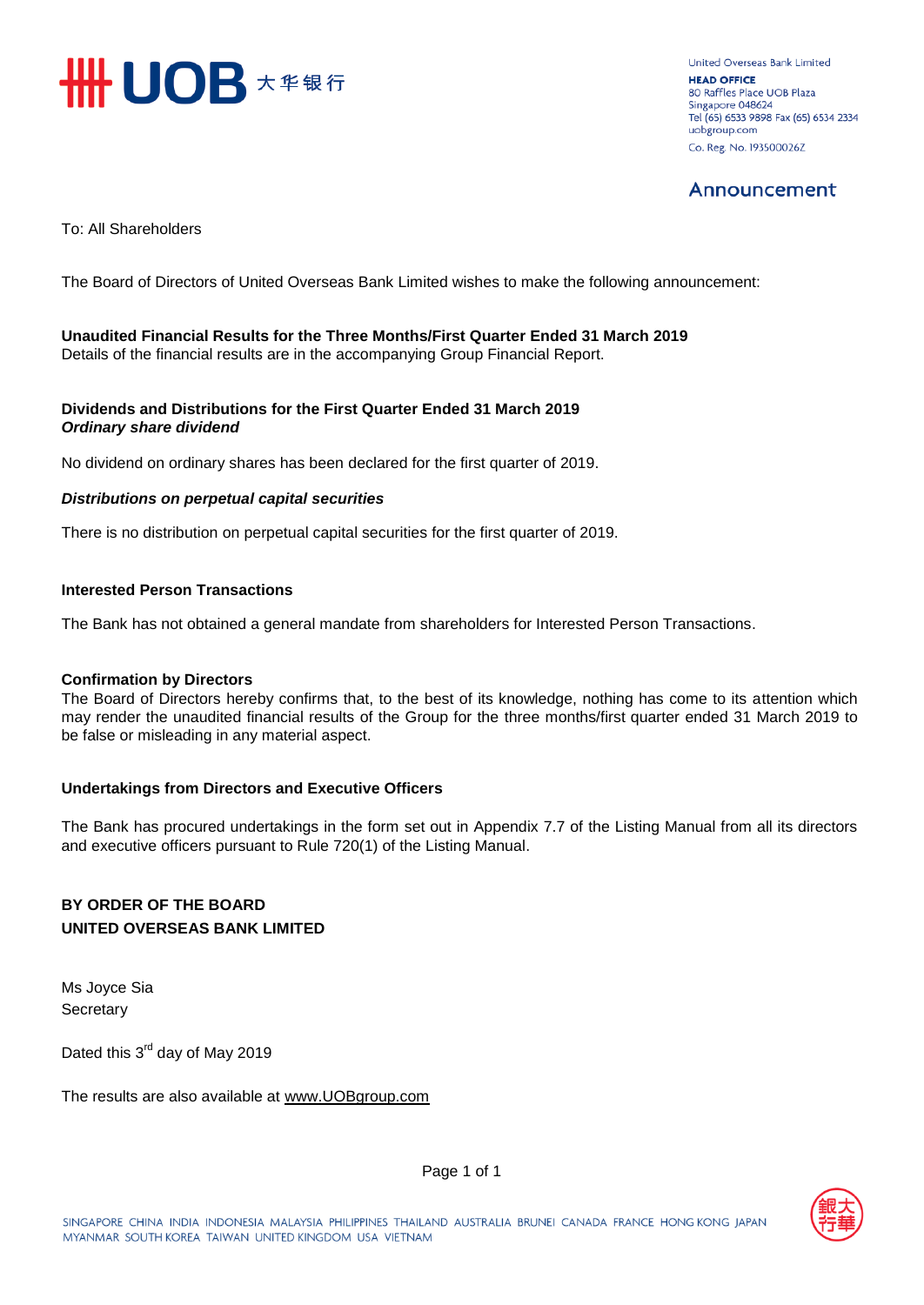United Overseas Bank Limited
**HEAD OFFICE**
80 Raffles Place UOB Plaza
Singapore 048624
Tel (65) 6533 9898 Fax (65) 6534 2334
uobgroup.com
Co. Reg. No. 193500026Z

## Announcement

To: All Shareholders

The Board of Directors of United Overseas Bank Limited wishes to make the following announcement:

**Unaudited Financial Results for the Three Months/First Quarter Ended 31 March 2019**
Details of the financial results are in the accompanying Group Financial Report.

**Dividends and Distributions for the First Quarter Ended 31 March 2019**
***Ordinary share dividend***

No dividend on ordinary shares has been declared for the first quarter of 2019.

***Distributions on perpetual capital securities***

There is no distribution on perpetual capital securities for the first quarter of 2019.

**Interested Person Transactions**

The Bank has not obtained a general mandate from shareholders for Interested Person Transactions.

**Confirmation by Directors**
The Board of Directors hereby confirms that, to the best of its knowledge, nothing has come to its attention which may render the unaudited financial results of the Group for the three months/first quarter ended 31 March 2019 to be false or misleading in any material aspect.

**Undertakings from Directors and Executive Officers**

The Bank has procured undertakings in the form set out in Appendix 7.7 of the Listing Manual from all its directors and executive officers pursuant to Rule 720(1) of the Listing Manual.

**BY ORDER OF THE BOARD**
**UNITED OVERSEAS BANK LIMITED**

Ms Joyce Sia
Secretary

Dated this 3rd day of May 2019

The results are also available at www.UOBgroup.com

SINGAPORE CHINA INDIA INDONESIA MALAYSIA PHILIPPINES THAILAND AUSTRALIA BRUNEI CANADA FRANCE HONG KONG JAPAN MYANMAR SOUTH KOREA TAIWAN UNITED KINGDOM USA VIETNAM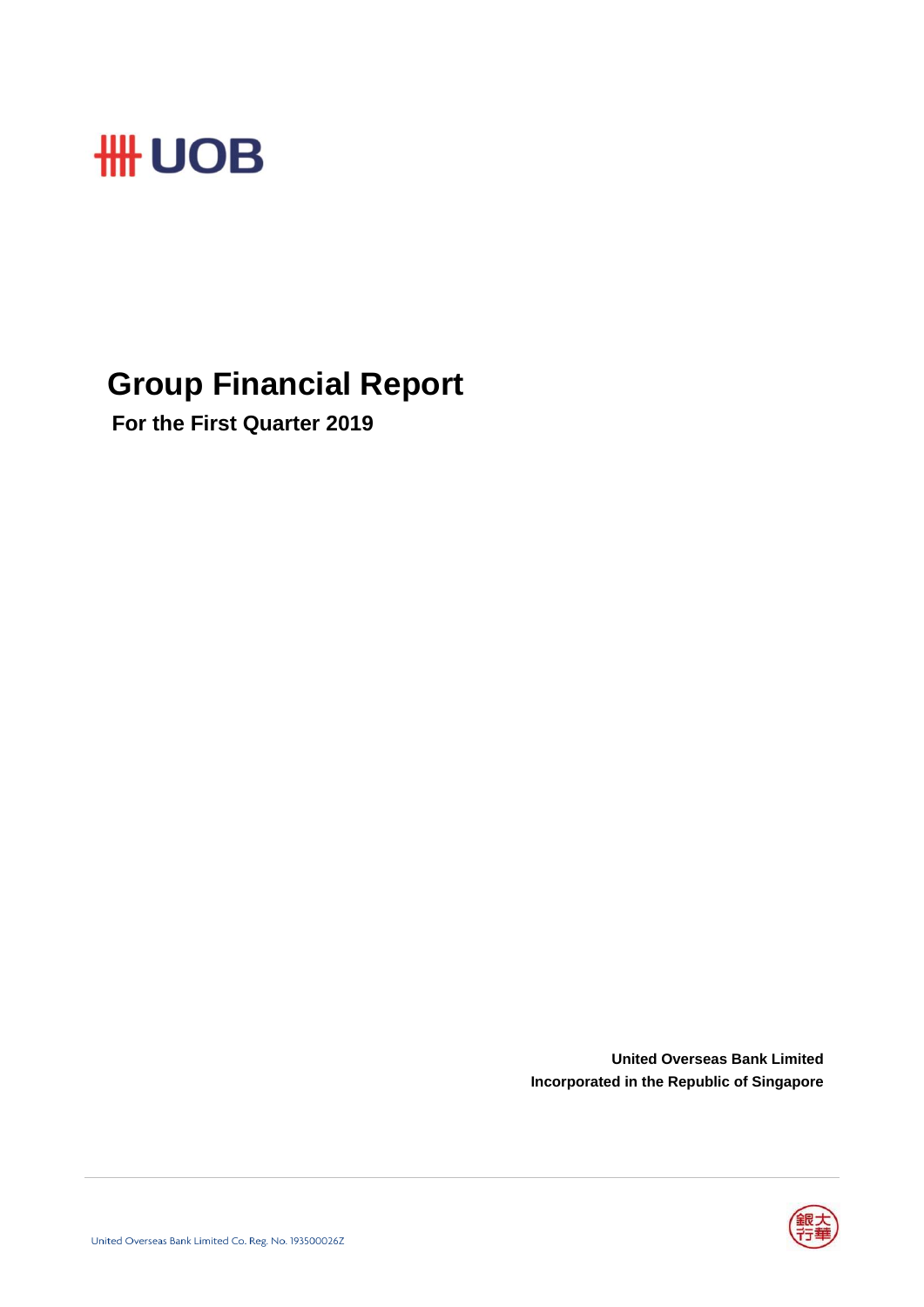UOB

# Group Financial Report

**For the First Quarter 2019**

**United Overseas Bank Limited**
**Incorporated in the Republic of Singapore**

United Overseas Bank Limited Co. Reg. No. 193500026Z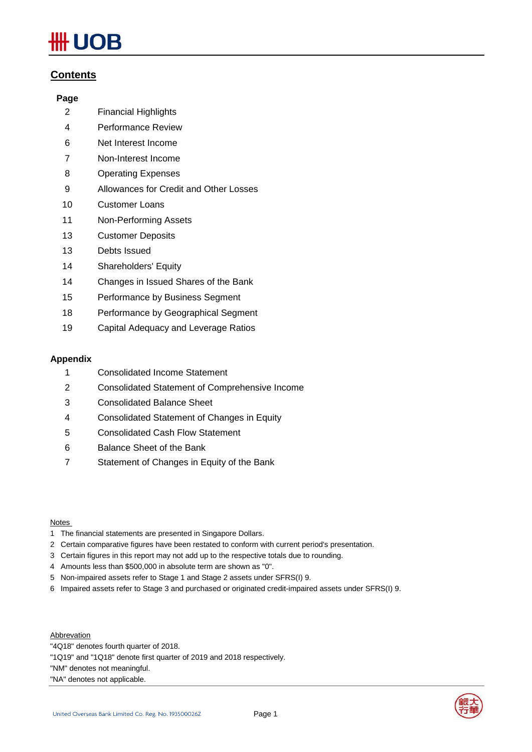## Contents

| Page | |
|---|---|
| 2 | Financial Highlights |
| 4 | Performance Review |
| 6 | Net Interest Income |
| 7 | Non-Interest Income |
| 8 | Operating Expenses |
| 9 | Allowances for Credit and Other Losses |
| 10 | Customer Loans |
| 11 | Non-Performing Assets |
| 13 | Customer Deposits |
| 13 | Debts Issued |
| 14 | Shareholders' Equity |
| 14 | Changes in Issued Shares of the Bank |
| 15 | Performance by Business Segment |
| 18 | Performance by Geographical Segment |
| 19 | Capital Adequacy and Leverage Ratios |

**Appendix**

| | |
|---|---|
| 1 | Consolidated Income Statement |
| 2 | Consolidated Statement of Comprehensive Income |
| 3 | Consolidated Balance Sheet |
| 4 | Consolidated Statement of Changes in Equity |
| 5 | Consolidated Cash Flow Statement |
| 6 | Balance Sheet of the Bank |
| 7 | Statement of Changes in Equity of the Bank |

Notes

1. The financial statements are presented in Singapore Dollars.
2. Certain comparative figures have been restated to conform with current period's presentation.
3. Certain figures in this report may not add up to the respective totals due to rounding.
4. Amounts less than $500,000 in absolute term are shown as "0".
5. Non-impaired assets refer to Stage 1 and Stage 2 assets under SFRS(I) 9.
6. Impaired assets refer to Stage 3 and purchased or originated credit-impaired assets under SFRS(I) 9.

Abbreviation

"4Q18" denotes fourth quarter of 2018.
"1Q19" and "1Q18" denote first quarter of 2019 and 2018 respectively.
"NM" denotes not meaningful.
"NA" denotes not applicable.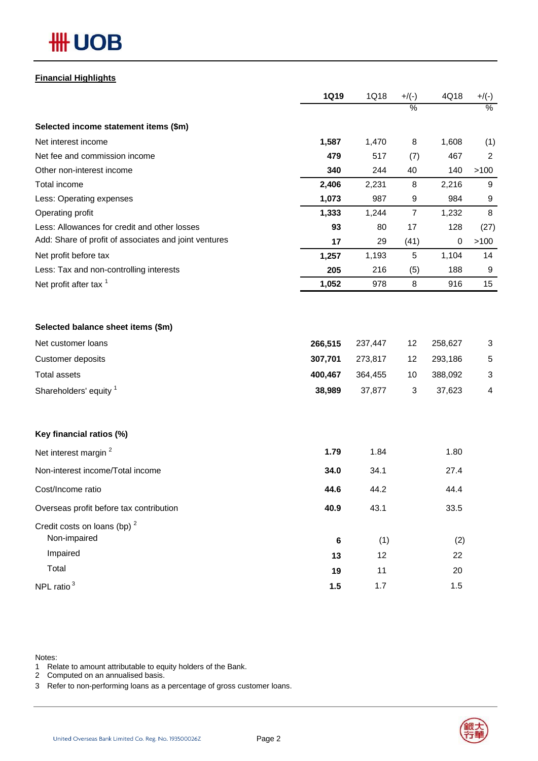## Financial Highlights

| | 1Q19 | 1Q18 | +/(-) | 4Q18 | +/(-) |
|---|---|---|---|---|---|
| | | | % | | % |
| **Selected income statement items ($m)** | | | | | |
| Net interest income | **1,587** | 1,470 | 8 | 1,608 | (1) |
| Net fee and commission income | **479** | 517 | (7) | 467 | 2 |
| Other non-interest income | **340** | 244 | 40 | 140 | >100 |
| Total income | **2,406** | 2,231 | 8 | 2,216 | 9 |
| Less: Operating expenses | **1,073** | 987 | 9 | 984 | 9 |
| Operating profit | **1,333** | 1,244 | 7 | 1,232 | 8 |
| Less: Allowances for credit and other losses | **93** | 80 | 17 | 128 | (27) |
| Add: Share of profit of associates and joint ventures | **17** | 29 | (41) | 0 | >100 |
| Net profit before tax | **1,257** | 1,193 | 5 | 1,104 | 14 |
| Less: Tax and non-controlling interests | **205** | 216 | (5) | 188 | 9 |
| Net profit after tax [1] | **1,052** | 978 | 8 | 916 | 15 |
| | | | | | |
| **Selected balance sheet items ($m)** | | | | | |
| Net customer loans | **266,515** | 237,447 | 12 | 258,627 | 3 |
| Customer deposits | **307,701** | 273,817 | 12 | 293,186 | 5 |
| Total assets | **400,467** | 364,455 | 10 | 388,092 | 3 |
| Shareholders' equity [1] | **38,989** | 37,877 | 3 | 37,623 | 4 |
| | | | | | |
| **Key financial ratios (%)** | | | | | |
| Net interest margin [2] | **1.79** | 1.84 | | 1.80 | |
| Non-interest income/Total income | **34.0** | 34.1 | | 27.4 | |
| Cost/Income ratio | **44.6** | 44.2 | | 44.4 | |
| Overseas profit before tax contribution | **40.9** | 43.1 | | 33.5 | |
| Credit costs on loans (bp) [2] | | | | | |
| Non-impaired | **6** | (1) | | (2) | |
| Impaired | **13** | 12 | | 22 | |
| Total | **19** | 11 | | 20 | |
| NPL ratio [3] | **1.5** | 1.7 | | 1.5 | |

Notes:
1 Relate to amount attributable to equity holders of the Bank.
2 Computed on an annualised basis.
3 Refer to non-performing loans as a percentage of gross customer loans.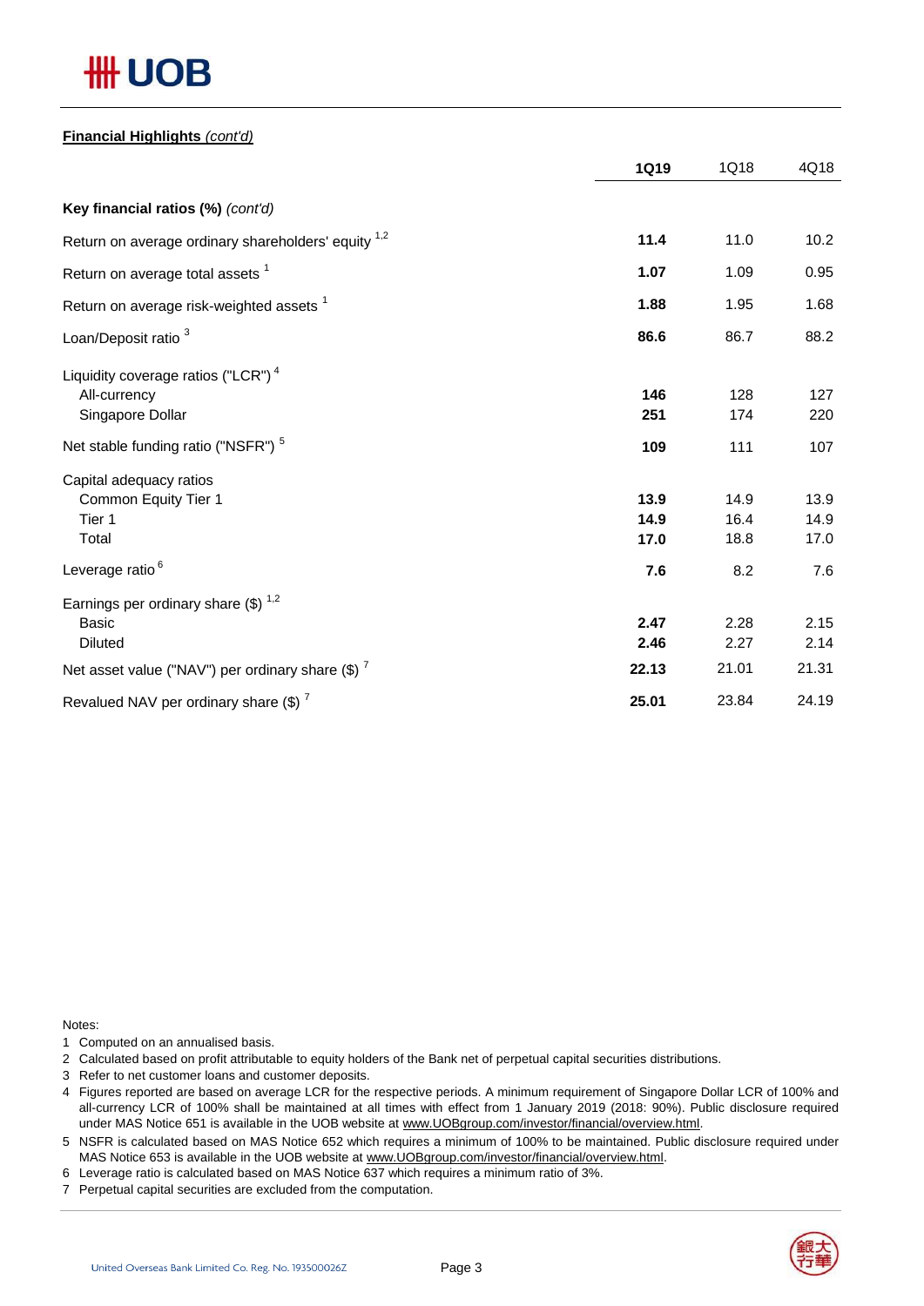**Financial Highlights** *(cont'd)*

| | 1Q19 | 1Q18 | 4Q18 |
|---|---|---|---|
| **Key financial ratios (%)** *(cont'd)* | | | |
| Return on average ordinary shareholders' equity [1,2] | **11.4** | 11.0 | 10.2 |
| Return on average total assets [1] | **1.07** | 1.09 | 0.95 |
| Return on average risk-weighted assets [1] | **1.88** | 1.95 | 1.68 |
| Loan/Deposit ratio [3] | **86.6** | 86.7 | 88.2 |
| Liquidity coverage ratios ("LCR") [4] | | | |
| All-currency | **146** | 128 | 127 |
| Singapore Dollar | **251** | 174 | 220 |
| Net stable funding ratio ("NSFR") [5] | **109** | 111 | 107 |
| Capital adequacy ratios | | | |
| Common Equity Tier 1 | **13.9** | 14.9 | 13.9 |
| Tier 1 | **14.9** | 16.4 | 14.9 |
| Total | **17.0** | 18.8 | 17.0 |
| Leverage ratio [6] | **7.6** | 8.2 | 7.6 |
| Earnings per ordinary share ($) [1,2] | | | |
| Basic | **2.47** | 2.28 | 2.15 |
| Diluted | **2.46** | 2.27 | 2.14 |
| Net asset value ("NAV") per ordinary share ($) [7] | **22.13** | 21.01 | 21.31 |
| Revalued NAV per ordinary share ($) [7] | **25.01** | 23.84 | 24.19 |

Notes:

1 Computed on an annualised basis.

2 Calculated based on profit attributable to equity holders of the Bank net of perpetual capital securities distributions.

3 Refer to net customer loans and customer deposits.

4 Figures reported are based on average LCR for the respective periods. A minimum requirement of Singapore Dollar LCR of 100% and all-currency LCR of 100% shall be maintained at all times with effect from 1 January 2019 (2018: 90%). Public disclosure required under MAS Notice 651 is available in the UOB website at www.UOBgroup.com/investor/financial/overview.html.

5 NSFR is calculated based on MAS Notice 652 which requires a minimum of 100% to be maintained. Public disclosure required under MAS Notice 653 is available in the UOB website at www.UOBgroup.com/investor/financial/overview.html.

6 Leverage ratio is calculated based on MAS Notice 637 which requires a minimum ratio of 3%.

7 Perpetual capital securities are excluded from the computation.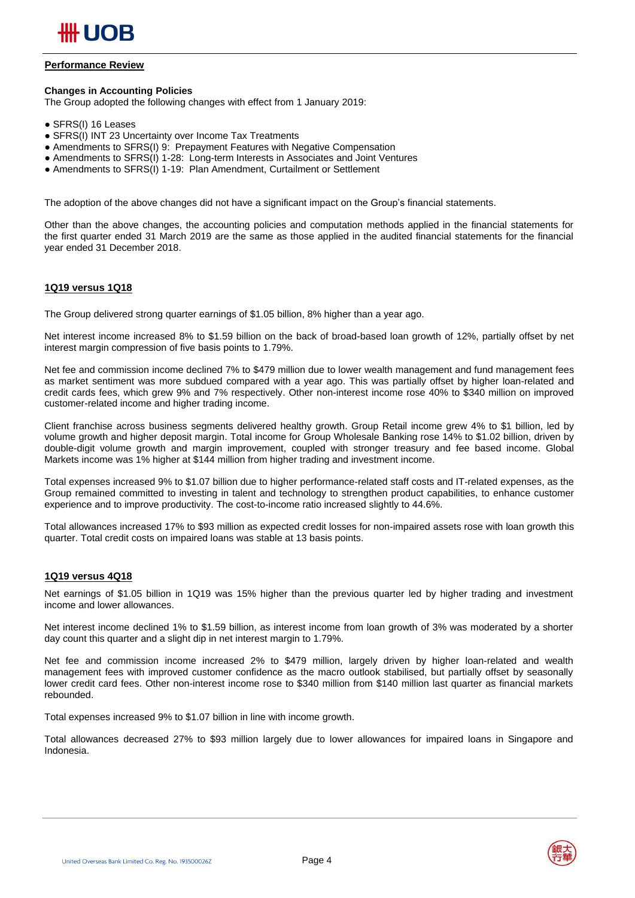## Performance Review

### Changes in Accounting Policies

The Group adopted the following changes with effect from 1 January 2019:

- SFRS(I) 16 Leases
- SFRS(I) INT 23 Uncertainty over Income Tax Treatments
- Amendments to SFRS(I) 9: Prepayment Features with Negative Compensation
- Amendments to SFRS(I) 1-28: Long-term Interests in Associates and Joint Ventures
- Amendments to SFRS(I) 1-19: Plan Amendment, Curtailment or Settlement

The adoption of the above changes did not have a significant impact on the Group's financial statements.

Other than the above changes, the accounting policies and computation methods applied in the financial statements for the first quarter ended 31 March 2019 are the same as those applied in the audited financial statements for the financial year ended 31 December 2018.

### 1Q19 versus 1Q18

The Group delivered strong quarter earnings of $1.05 billion, 8% higher than a year ago.

Net interest income increased 8% to $1.59 billion on the back of broad-based loan growth of 12%, partially offset by net interest margin compression of five basis points to 1.79%.

Net fee and commission income declined 7% to $479 million due to lower wealth management and fund management fees as market sentiment was more subdued compared with a year ago. This was partially offset by higher loan-related and credit cards fees, which grew 9% and 7% respectively. Other non-interest income rose 40% to $340 million on improved customer-related income and higher trading income.

Client franchise across business segments delivered healthy growth. Group Retail income grew 4% to $1 billion, led by volume growth and higher deposit margin. Total income for Group Wholesale Banking rose 14% to $1.02 billion, driven by double-digit volume growth and margin improvement, coupled with stronger treasury and fee based income. Global Markets income was 1% higher at $144 million from higher trading and investment income.

Total expenses increased 9% to $1.07 billion due to higher performance-related staff costs and IT-related expenses, as the Group remained committed to investing in talent and technology to strengthen product capabilities, to enhance customer experience and to improve productivity. The cost-to-income ratio increased slightly to 44.6%.

Total allowances increased 17% to $93 million as expected credit losses for non-impaired assets rose with loan growth this quarter. Total credit costs on impaired loans was stable at 13 basis points.

### 1Q19 versus 4Q18

Net earnings of $1.05 billion in 1Q19 was 15% higher than the previous quarter led by higher trading and investment income and lower allowances.

Net interest income declined 1% to $1.59 billion, as interest income from loan growth of 3% was moderated by a shorter day count this quarter and a slight dip in net interest margin to 1.79%.

Net fee and commission income increased 2% to $479 million, largely driven by higher loan-related and wealth management fees with improved customer confidence as the macro outlook stabilised, but partially offset by seasonally lower credit card fees. Other non-interest income rose to $340 million from $140 million last quarter as financial markets rebounded.

Total expenses increased 9% to $1.07 billion in line with income growth.

Total allowances decreased 27% to $93 million largely due to lower allowances for impaired loans in Singapore and Indonesia.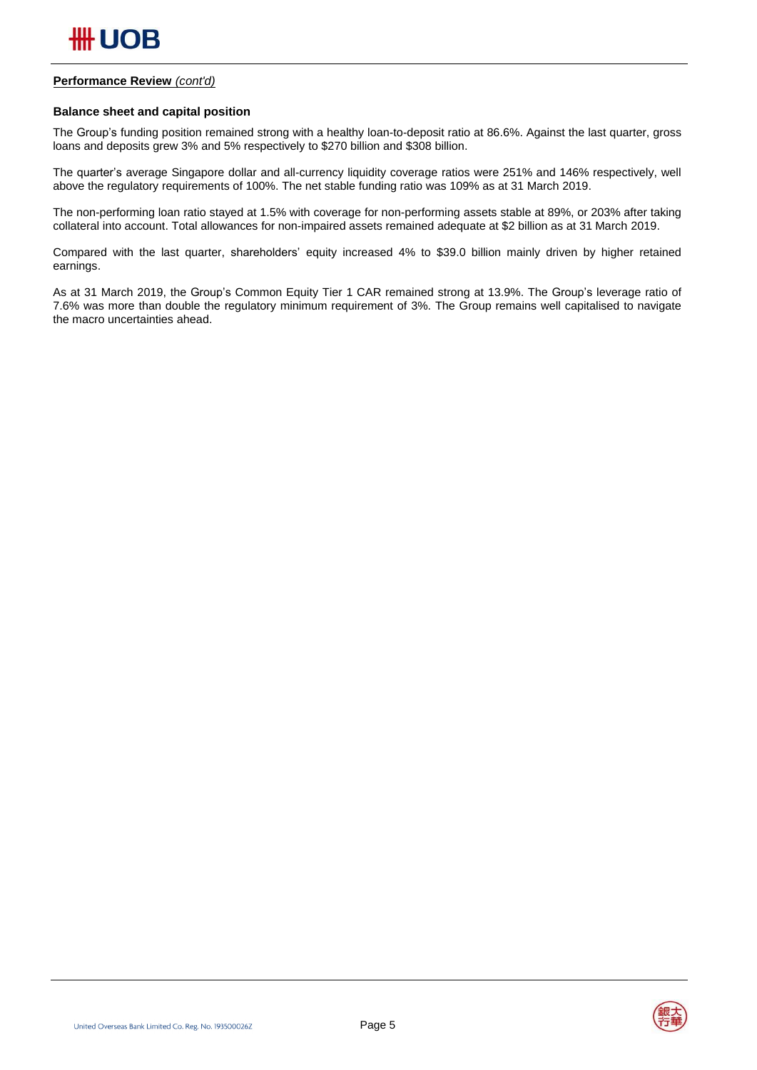**Performance Review** *(cont'd)*

**Balance sheet and capital position**

The Group's funding position remained strong with a healthy loan-to-deposit ratio at 86.6%. Against the last quarter, gross loans and deposits grew 3% and 5% respectively to $270 billion and $308 billion.

The quarter's average Singapore dollar and all-currency liquidity coverage ratios were 251% and 146% respectively, well above the regulatory requirements of 100%. The net stable funding ratio was 109% as at 31 March 2019.

The non-performing loan ratio stayed at 1.5% with coverage for non-performing assets stable at 89%, or 203% after taking collateral into account. Total allowances for non-impaired assets remained adequate at $2 billion as at 31 March 2019.

Compared with the last quarter, shareholders' equity increased 4% to $39.0 billion mainly driven by higher retained earnings.

As at 31 March 2019, the Group's Common Equity Tier 1 CAR remained strong at 13.9%. The Group's leverage ratio of 7.6% was more than double the regulatory minimum requirement of 3%. The Group remains well capitalised to navigate the macro uncertainties ahead.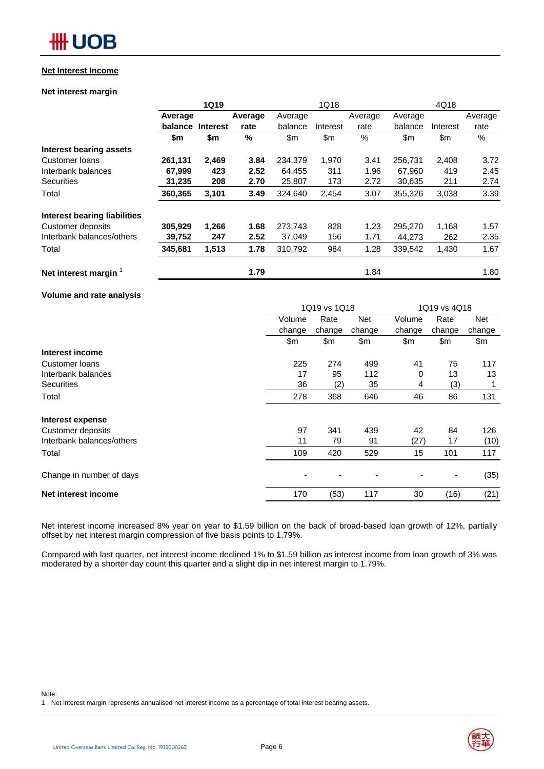## Net Interest Income

### Net interest margin

| | 1Q19 | | | 1Q18 | | | 4Q18 | | |
|---|---|---|---|---|---|---|---|---|---|
| | **Average balance** | **Interest** | **Average rate** | Average balance | Interest | Average rate | Average balance | Interest | Average rate |
| | **$m** | **$m** | **%** | $m | $m | % | $m | $m | % |
| **Interest bearing assets** | | | | | | | | | |
| Customer loans | **261,131** | **2,469** | **3.84** | 234,379 | 1,970 | 3.41 | 256,731 | 2,408 | 3.72 |
| Interbank balances | **67,999** | **423** | **2.52** | 64,455 | 311 | 1.96 | 67,960 | 419 | 2.45 |
| Securities | **31,235** | **208** | **2.70** | 25,807 | 173 | 2.72 | 30,635 | 211 | 2.74 |
| Total | **360,365** | **3,101** | **3.49** | 324,640 | 2,454 | 3.07 | 355,326 | 3,038 | 3.39 |
| **Interest bearing liabilities** | | | | | | | | | |
| Customer deposits | **305,929** | **1,266** | **1.68** | 273,743 | 828 | 1.23 | 295,270 | 1,168 | 1.57 |
| Interbank balances/others | **39,752** | **247** | **2.52** | 37,049 | 156 | 1.71 | 44,273 | 262 | 2.35 |
| Total | **345,681** | **1,513** | **1.78** | 310,792 | 984 | 1.28 | 339,542 | 1,430 | 1.67 |
| **Net interest margin** [1] | | | **1.79** | | | 1.84 | | | 1.80 |

### Volume and rate analysis

| | 1Q19 vs 1Q18 | | | 1Q19 vs 4Q18 | | |
|---|---|---|---|---|---|---|
| | Volume change | Rate change | Net change | Volume change | Rate change | Net change |
| | $m | $m | $m | $m | $m | $m |
| **Interest income** | | | | | | |
| Customer loans | 225 | 274 | 499 | 41 | 75 | 117 |
| Interbank balances | 17 | 95 | 112 | 0 | 13 | 13 |
| Securities | 36 | (2) | 35 | 4 | (3) | 1 |
| Total | 278 | 368 | 646 | 46 | 86 | 131 |
| **Interest expense** | | | | | | |
| Customer deposits | 97 | 341 | 439 | 42 | 84 | 126 |
| Interbank balances/others | 11 | 79 | 91 | (27) | 17 | (10) |
| Total | 109 | 420 | 529 | 15 | 101 | 117 |
| Change in number of days | - | - | - | - | - | (35) |
| **Net interest income** | 170 | (53) | 117 | 30 | (16) | (21) |

Net interest income increased 8% year on year to $1.59 billion on the back of broad-based loan growth of 12%, partially offset by net interest margin compression of five basis points to 1.79%.

Compared with last quarter, net interest income declined 1% to $1.59 billion as interest income from loan growth of 3% was moderated by a shorter day count this quarter and a slight dip in net interest margin to 1.79%.

Note:
1 Net interest margin represents annualised net interest income as a percentage of total interest bearing assets.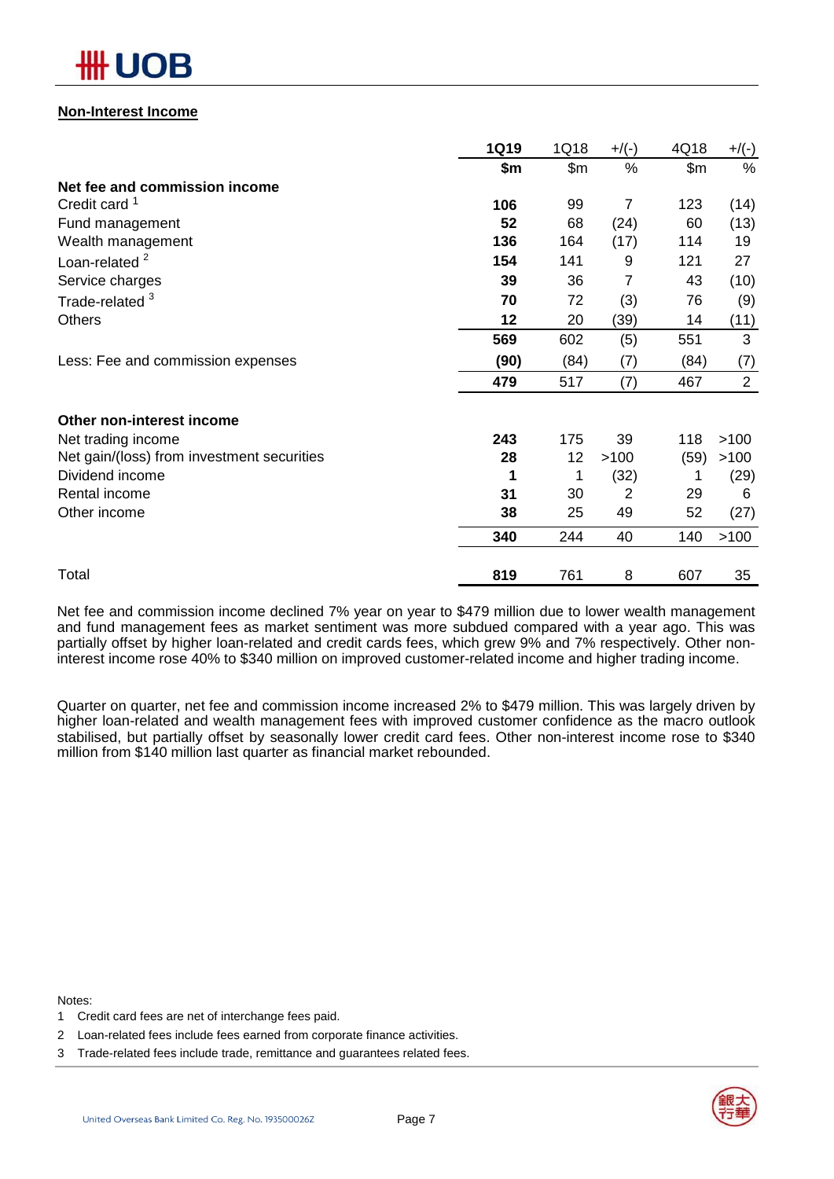## Non-Interest Income

| | 1Q19 | 1Q18 | +/(-) | 4Q18 | +/(-) |
|---|---|---|---|---|---|
| | **$m** | $m | % | $m | % |
| **Net fee and commission income** | | | | | |
| Credit card [1] | **106** | 99 | 7 | 123 | (14) |
| Fund management | **52** | 68 | (24) | 60 | (13) |
| Wealth management | **136** | 164 | (17) | 114 | 19 |
| Loan-related [2] | **154** | 141 | 9 | 121 | 27 |
| Service charges | **39** | 36 | 7 | 43 | (10) |
| Trade-related [3] | **70** | 72 | (3) | 76 | (9) |
| Others | **12** | 20 | (39) | 14 | (11) |
| | **569** | 602 | (5) | 551 | 3 |
| Less: Fee and commission expenses | **(90)** | (84) | (7) | (84) | (7) |
| | **479** | 517 | (7) | 467 | 2 |
| **Other non-interest income** | | | | | |
| Net trading income | **243** | 175 | 39 | 118 | >100 |
| Net gain/(loss) from investment securities | **28** | 12 | >100 | (59) | >100 |
| Dividend income | **1** | 1 | (32) | 1 | (29) |
| Rental income | **31** | 30 | 2 | 29 | 6 |
| Other income | **38** | 25 | 49 | 52 | (27) |
| | **340** | 244 | 40 | 140 | >100 |
| Total | **819** | 761 | 8 | 607 | 35 |

Net fee and commission income declined 7% year on year to $479 million due to lower wealth management and fund management fees as market sentiment was more subdued compared with a year ago. This was partially offset by higher loan-related and credit cards fees, which grew 9% and 7% respectively. Other non-interest income rose 40% to $340 million on improved customer-related income and higher trading income.

Quarter on quarter, net fee and commission income increased 2% to $479 million. This was largely driven by higher loan-related and wealth management fees with improved customer confidence as the macro outlook stabilised, but partially offset by seasonally lower credit card fees. Other non-interest income rose to $340 million from $140 million last quarter as financial market rebounded.

Notes:

1 Credit card fees are net of interchange fees paid.

2 Loan-related fees include fees earned from corporate finance activities.

3 Trade-related fees include trade, remittance and guarantees related fees.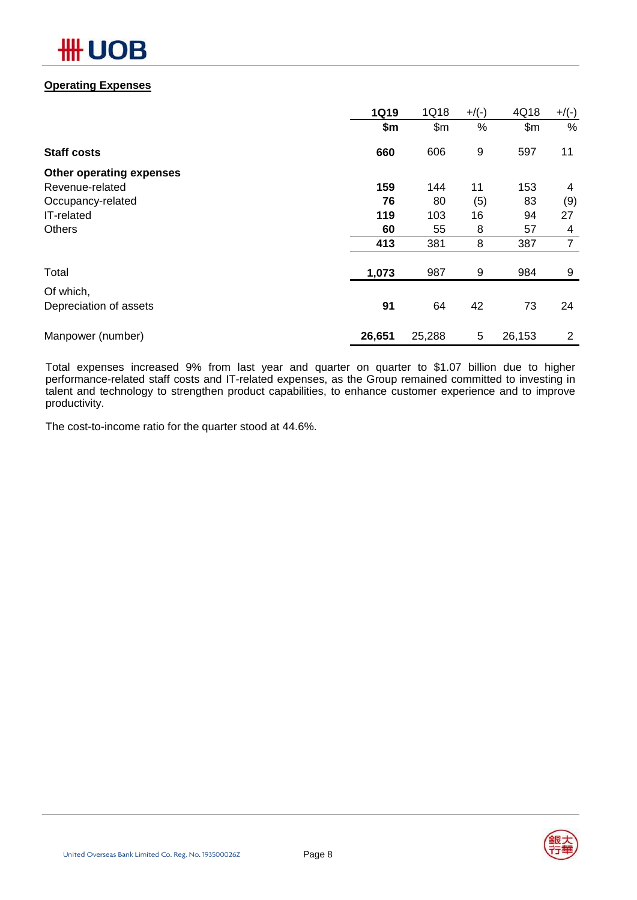## Operating Expenses

| | 1Q19 | 1Q18 | +/(-) | 4Q18 | +/(-) |
|---|---|---|---|---|---|
| | $m | $m | % | $m | % |
| **Staff costs** | **660** | 606 | 9 | 597 | 11 |
| **Other operating expenses** | | | | | |
| Revenue-related | **159** | 144 | 11 | 153 | 4 |
| Occupancy-related | **76** | 80 | (5) | 83 | (9) |
| IT-related | **119** | 103 | 16 | 94 | 27 |
| Others | **60** | 55 | 8 | 57 | 4 |
| | **413** | 381 | 8 | 387 | 7 |
| Total | **1,073** | 987 | 9 | 984 | 9 |
| Of which, | | | | | |
| Depreciation of assets | **91** | 64 | 42 | 73 | 24 |
| Manpower (number) | **26,651** | 25,288 | 5 | 26,153 | 2 |

Total expenses increased 9% from last year and quarter on quarter to $1.07 billion due to higher performance-related staff costs and IT-related expenses, as the Group remained committed to investing in talent and technology to strengthen product capabilities, to enhance customer experience and to improve productivity.

The cost-to-income ratio for the quarter stood at 44.6%.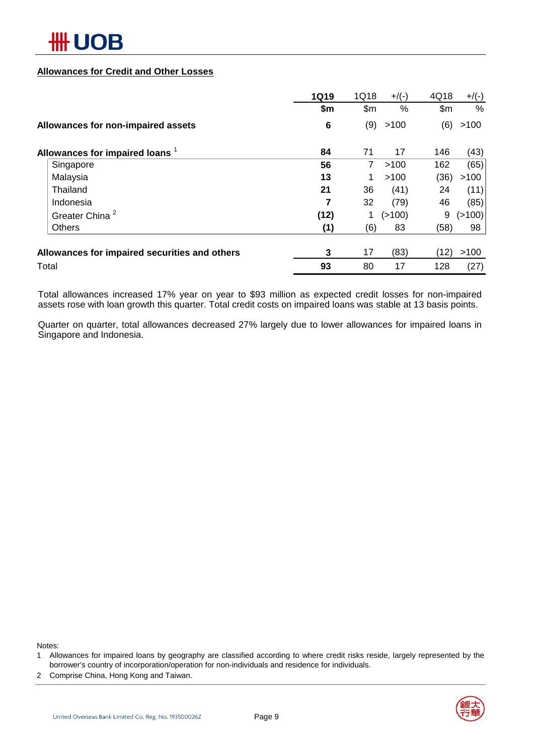## Allowances for Credit and Other Losses

| | 1Q19 | 1Q18 | +/(-) | 4Q18 | +/(-) |
|---|---|---|---|---|---|
| | $m | $m | % | $m | % |
| **Allowances for non-impaired assets** | **6** | (9) | >100 | (6) | >100 |
| **Allowances for impaired loans** [1] | **84** | 71 | 17 | 146 | (43) |
| Singapore | **56** | 7 | >100 | 162 | (65) |
| Malaysia | **13** | 1 | >100 | (36) | >100 |
| Thailand | **21** | 36 | (41) | 24 | (11) |
| Indonesia | **7** | 32 | (79) | 46 | (85) |
| Greater China [2] | **(12)** | 1 | (>100) | 9 | (>100) |
| Others | **(1)** | (6) | 83 | (58) | 98 |
| **Allowances for impaired securities and others** | **3** | 17 | (83) | (12) | >100 |
| Total | **93** | 80 | 17 | 128 | (27) |

Total allowances increased 17% year on year to $93 million as expected credit losses for non-impaired assets rose with loan growth this quarter. Total credit costs on impaired loans was stable at 13 basis points.

Quarter on quarter, total allowances decreased 27% largely due to lower allowances for impaired loans in Singapore and Indonesia.

Notes:

1. Allowances for impaired loans by geography are classified according to where credit risks reside, largely represented by the borrower's country of incorporation/operation for non-individuals and residence for individuals.
2. Comprise China, Hong Kong and Taiwan.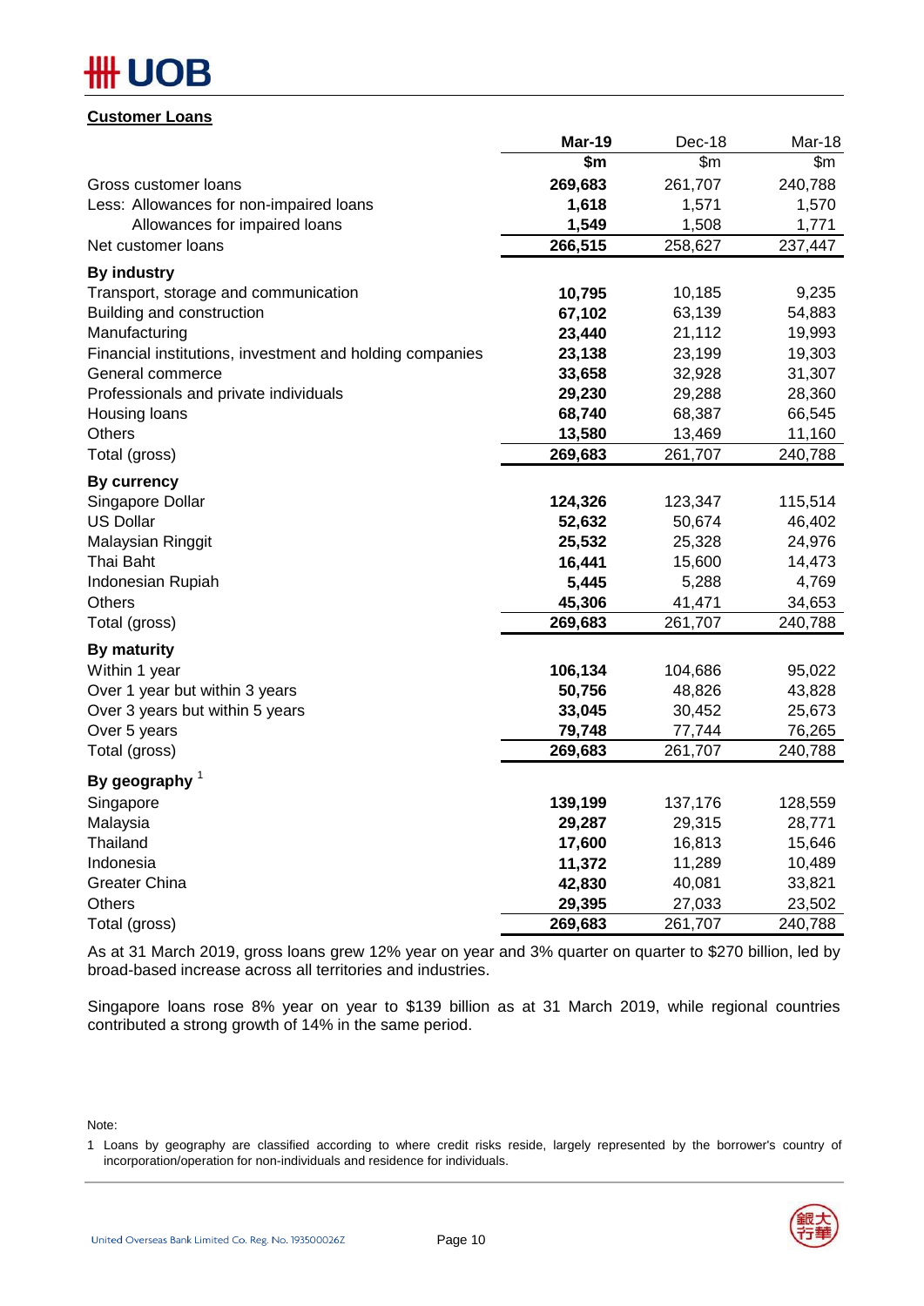## Customer Loans

| | Mar-19 | Dec-18 | Mar-18 |
|---|---|---|---|
| | $m | $m | $m |
| Gross customer loans | **269,683** | 261,707 | 240,788 |
| Less: Allowances for non-impaired loans | **1,618** | 1,571 | 1,570 |
| Allowances for impaired loans | **1,549** | 1,508 | 1,771 |
| Net customer loans | **266,515** | 258,627 | 237,447 |
| **By industry** | | | |
| Transport, storage and communication | **10,795** | 10,185 | 9,235 |
| Building and construction | **67,102** | 63,139 | 54,883 |
| Manufacturing | **23,440** | 21,112 | 19,993 |
| Financial institutions, investment and holding companies | **23,138** | 23,199 | 19,303 |
| General commerce | **33,658** | 32,928 | 31,307 |
| Professionals and private individuals | **29,230** | 29,288 | 28,360 |
| Housing loans | **68,740** | 68,387 | 66,545 |
| Others | **13,580** | 13,469 | 11,160 |
| Total (gross) | **269,683** | 261,707 | 240,788 |
| **By currency** | | | |
| Singapore Dollar | **124,326** | 123,347 | 115,514 |
| US Dollar | **52,632** | 50,674 | 46,402 |
| Malaysian Ringgit | **25,532** | 25,328 | 24,976 |
| Thai Baht | **16,441** | 15,600 | 14,473 |
| Indonesian Rupiah | **5,445** | 5,288 | 4,769 |
| Others | **45,306** | 41,471 | 34,653 |
| Total (gross) | **269,683** | 261,707 | 240,788 |
| **By maturity** | | | |
| Within 1 year | **106,134** | 104,686 | 95,022 |
| Over 1 year but within 3 years | **50,756** | 48,826 | 43,828 |
| Over 3 years but within 5 years | **33,045** | 30,452 | 25,673 |
| Over 5 years | **79,748** | 77,744 | 76,265 |
| Total (gross) | **269,683** | 261,707 | 240,788 |
| **By geography** [1] | | | |
| Singapore | **139,199** | 137,176 | 128,559 |
| Malaysia | **29,287** | 29,315 | 28,771 |
| Thailand | **17,600** | 16,813 | 15,646 |
| Indonesia | **11,372** | 11,289 | 10,489 |
| Greater China | **42,830** | 40,081 | 33,821 |
| Others | **29,395** | 27,033 | 23,502 |
| Total (gross) | **269,683** | 261,707 | 240,788 |

As at 31 March 2019, gross loans grew 12% year on year and 3% quarter on quarter to $270 billion, led by broad-based increase across all territories and industries.

Singapore loans rose 8% year on year to $139 billion as at 31 March 2019, while regional countries contributed a strong growth of 14% in the same period.

Note:

1 Loans by geography are classified according to where credit risks reside, largely represented by the borrower's country of incorporation/operation for non-individuals and residence for individuals.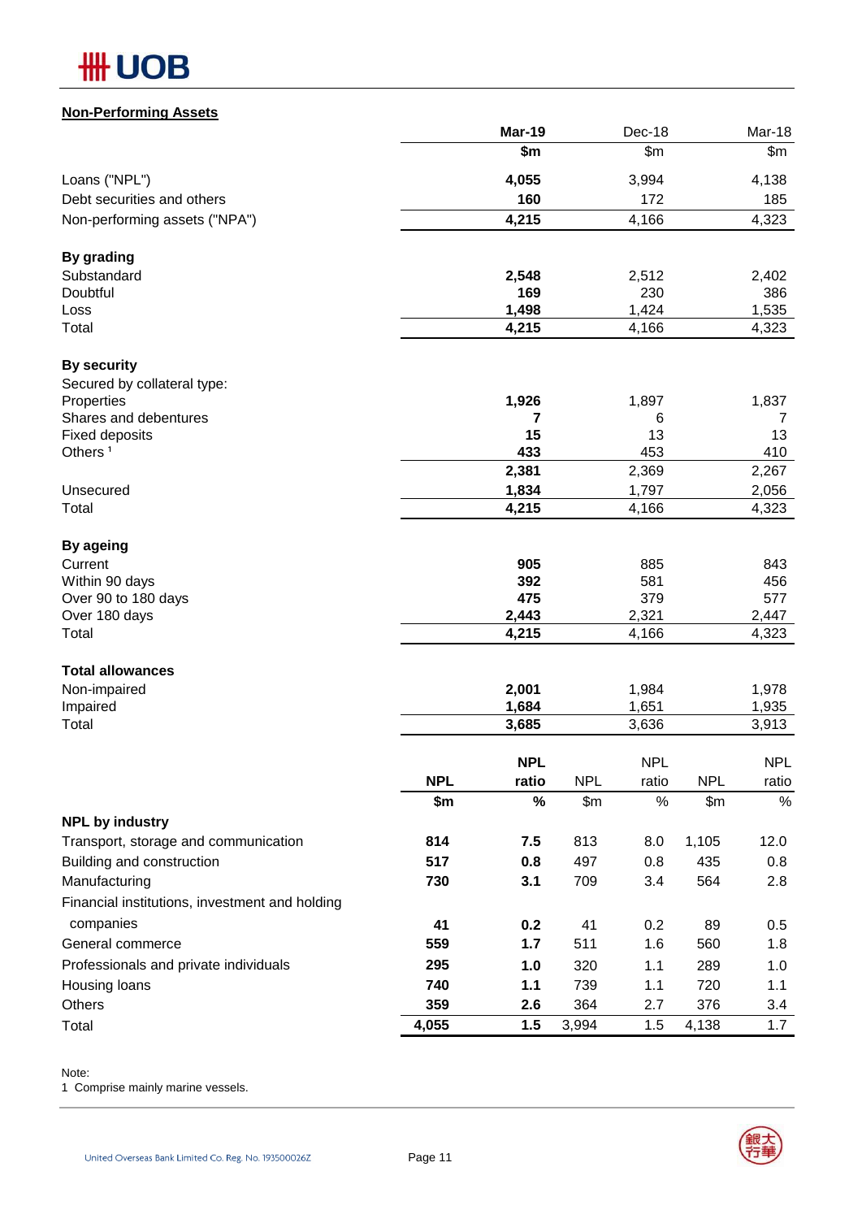## Non-Performing Assets

| | Mar-19 | Dec-18 | Mar-18 |
|---|---|---|---|
| | $m | $m | $m |
| Loans ("NPL") | **4,055** | 3,994 | 4,138 |
| Debt securities and others | **160** | 172 | 185 |
| Non-performing assets ("NPA") | **4,215** | 4,166 | 4,323 |
| **By grading** | | | |
| Substandard | **2,548** | 2,512 | 2,402 |
| Doubtful | **169** | 230 | 386 |
| Loss | **1,498** | 1,424 | 1,535 |
| Total | **4,215** | 4,166 | 4,323 |
| **By security** | | | |
| Secured by collateral type: | | | |
| Properties | **1,926** | 1,897 | 1,837 |
| Shares and debentures | **7** | 6 | 7 |
| Fixed deposits | **15** | 13 | 13 |
| Others [1] | **433** | 453 | 410 |
| | **2,381** | 2,369 | 2,267 |
| Unsecured | **1,834** | 1,797 | 2,056 |
| Total | **4,215** | 4,166 | 4,323 |
| **By ageing** | | | |
| Current | **905** | 885 | 843 |
| Within 90 days | **392** | 581 | 456 |
| Over 90 to 180 days | **475** | 379 | 577 |
| Over 180 days | **2,443** | 2,321 | 2,447 |
| Total | **4,215** | 4,166 | 4,323 |
| **Total allowances** | | | |
| Non-impaired | **2,001** | 1,984 | 1,978 |
| Impaired | **1,684** | 1,651 | 1,935 |
| Total | **3,685** | 3,636 | 3,913 |

| | Mar-19 NPL | Mar-19 NPL ratio | Dec-18 NPL | Dec-18 NPL ratio | Mar-18 NPL | Mar-18 NPL ratio |
|---|---|---|---|---|---|---|
| | $m | % | $m | % | $m | % |
| **NPL by industry** | | | | | | |
| Transport, storage and communication | **814** | **7.5** | 813 | 8.0 | 1,105 | 12.0 |
| Building and construction | **517** | **0.8** | 497 | 0.8 | 435 | 0.8 |
| Manufacturing | **730** | **3.1** | 709 | 3.4 | 564 | 2.8 |
| Financial institutions, investment and holding companies | **41** | **0.2** | 41 | 0.2 | 89 | 0.5 |
| General commerce | **559** | **1.7** | 511 | 1.6 | 560 | 1.8 |
| Professionals and private individuals | **295** | **1.0** | 320 | 1.1 | 289 | 1.0 |
| Housing loans | **740** | **1.1** | 739 | 1.1 | 720 | 1.1 |
| Others | **359** | **2.6** | 364 | 2.7 | 376 | 3.4 |
| Total | **4,055** | **1.5** | 3,994 | 1.5 | 4,138 | 1.7 |

Note:

1 Comprise mainly marine vessels.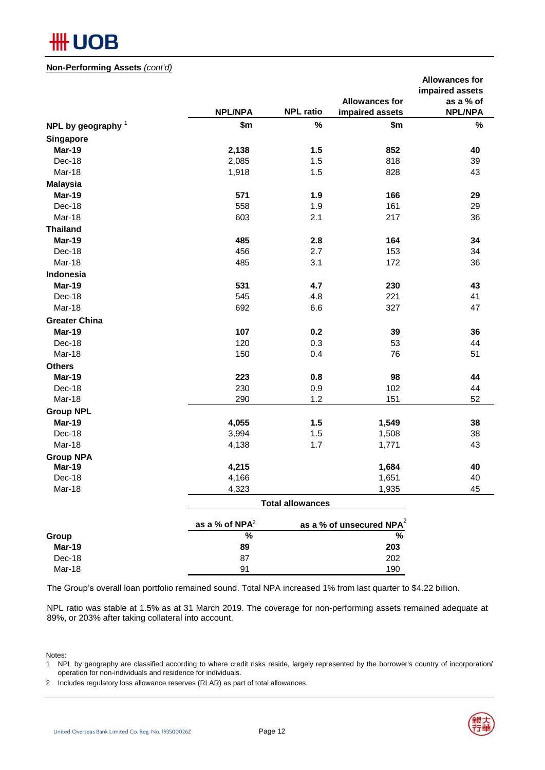**Non-Performing Assets** *(cont'd)*

| NPL by geography [1] | NPL/NPA | NPL ratio | Allowances for impaired assets | Allowances for impaired assets as a % of NPL/NPA |
|---|---|---|---|---|
| | $m | % | $m | % |
| **Singapore** | | | | |
| **Mar-19** | **2,138** | **1.5** | **852** | **40** |
| Dec-18 | 2,085 | 1.5 | 818 | 39 |
| Mar-18 | 1,918 | 1.5 | 828 | 43 |
| **Malaysia** | | | | |
| **Mar-19** | **571** | **1.9** | **166** | **29** |
| Dec-18 | 558 | 1.9 | 161 | 29 |
| Mar-18 | 603 | 2.1 | 217 | 36 |
| **Thailand** | | | | |
| **Mar-19** | **485** | **2.8** | **164** | **34** |
| Dec-18 | 456 | 2.7 | 153 | 34 |
| Mar-18 | 485 | 3.1 | 172 | 36 |
| **Indonesia** | | | | |
| **Mar-19** | **531** | **4.7** | **230** | **43** |
| Dec-18 | 545 | 4.8 | 221 | 41 |
| Mar-18 | 692 | 6.6 | 327 | 47 |
| **Greater China** | | | | |
| **Mar-19** | **107** | **0.2** | **39** | **36** |
| Dec-18 | 120 | 0.3 | 53 | 44 |
| Mar-18 | 150 | 0.4 | 76 | 51 |
| **Others** | | | | |
| **Mar-19** | **223** | **0.8** | **98** | **44** |
| Dec-18 | 230 | 0.9 | 102 | 44 |
| Mar-18 | 290 | 1.2 | 151 | 52 |
| **Group NPL** | | | | |
| **Mar-19** | **4,055** | **1.5** | **1,549** | **38** |
| Dec-18 | 3,994 | 1.5 | 1,508 | 38 |
| Mar-18 | 4,138 | 1.7 | 1,771 | 43 |
| **Group NPA** | | | | |
| **Mar-19** | **4,215** | | **1,684** | **40** |
| Dec-18 | 4,166 | | 1,651 | 40 |
| Mar-18 | 4,323 | | 1,935 | 45 |

| | Total allowances | |
|---|---|---|
| | as a % of NPA[2] | as a % of unsecured NPA[2] |
| **Group** | % | % |
| **Mar-19** | **89** | **203** |
| Dec-18 | 87 | 202 |
| Mar-18 | 91 | 190 |

The Group's overall loan portfolio remained sound. Total NPA increased 1% from last quarter to $4.22 billion.

NPL ratio was stable at 1.5% as at 31 March 2019. The coverage for non-performing assets remained adequate at 89%, or 203% after taking collateral into account.

Notes:

1 NPL by geography are classified according to where credit risks reside, largely represented by the borrower's country of incorporation/ operation for non-individuals and residence for individuals.

2 Includes regulatory loss allowance reserves (RLAR) as part of total allowances.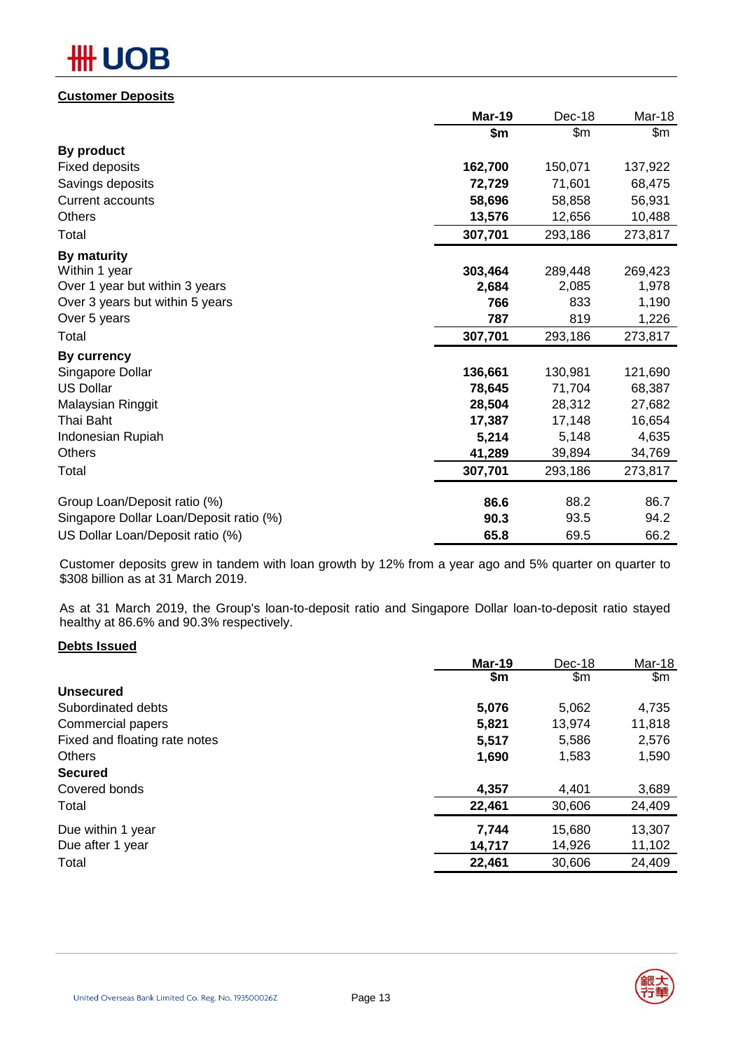## Customer Deposits

| | Mar-19 | Dec-18 | Mar-18 |
|---|---|---|---|
| | **$m** | $m | $m |
| **By product** | | | |
| Fixed deposits | **162,700** | 150,071 | 137,922 |
| Savings deposits | **72,729** | 71,601 | 68,475 |
| Current accounts | **58,696** | 58,858 | 56,931 |
| Others | **13,576** | 12,656 | 10,488 |
| Total | **307,701** | 293,186 | 273,817 |
| **By maturity** | | | |
| Within 1 year | **303,464** | 289,448 | 269,423 |
| Over 1 year but within 3 years | **2,684** | 2,085 | 1,978 |
| Over 3 years but within 5 years | **766** | 833 | 1,190 |
| Over 5 years | **787** | 819 | 1,226 |
| Total | **307,701** | 293,186 | 273,817 |
| **By currency** | | | |
| Singapore Dollar | **136,661** | 130,981 | 121,690 |
| US Dollar | **78,645** | 71,704 | 68,387 |
| Malaysian Ringgit | **28,504** | 28,312 | 27,682 |
| Thai Baht | **17,387** | 17,148 | 16,654 |
| Indonesian Rupiah | **5,214** | 5,148 | 4,635 |
| Others | **41,289** | 39,894 | 34,769 |
| Total | **307,701** | 293,186 | 273,817 |
| Group Loan/Deposit ratio (%) | **86.6** | 88.2 | 86.7 |
| Singapore Dollar Loan/Deposit ratio (%) | **90.3** | 93.5 | 94.2 |
| US Dollar Loan/Deposit ratio (%) | **65.8** | 69.5 | 66.2 |

Customer deposits grew in tandem with loan growth by 12% from a year ago and 5% quarter on quarter to $308 billion as at 31 March 2019.

As at 31 March 2019, the Group's loan-to-deposit ratio and Singapore Dollar loan-to-deposit ratio stayed healthy at 86.6% and 90.3% respectively.

## Debts Issued

| | Mar-19 | Dec-18 | Mar-18 |
|---|---|---|---|
| | **$m** | $m | $m |
| **Unsecured** | | | |
| Subordinated debts | **5,076** | 5,062 | 4,735 |
| Commercial papers | **5,821** | 13,974 | 11,818 |
| Fixed and floating rate notes | **5,517** | 5,586 | 2,576 |
| Others | **1,690** | 1,583 | 1,590 |
| **Secured** | | | |
| Covered bonds | **4,357** | 4,401 | 3,689 |
| Total | **22,461** | 30,606 | 24,409 |
| Due within 1 year | **7,744** | 15,680 | 13,307 |
| Due after 1 year | **14,717** | 14,926 | 11,102 |
| Total | **22,461** | 30,606 | 24,409 |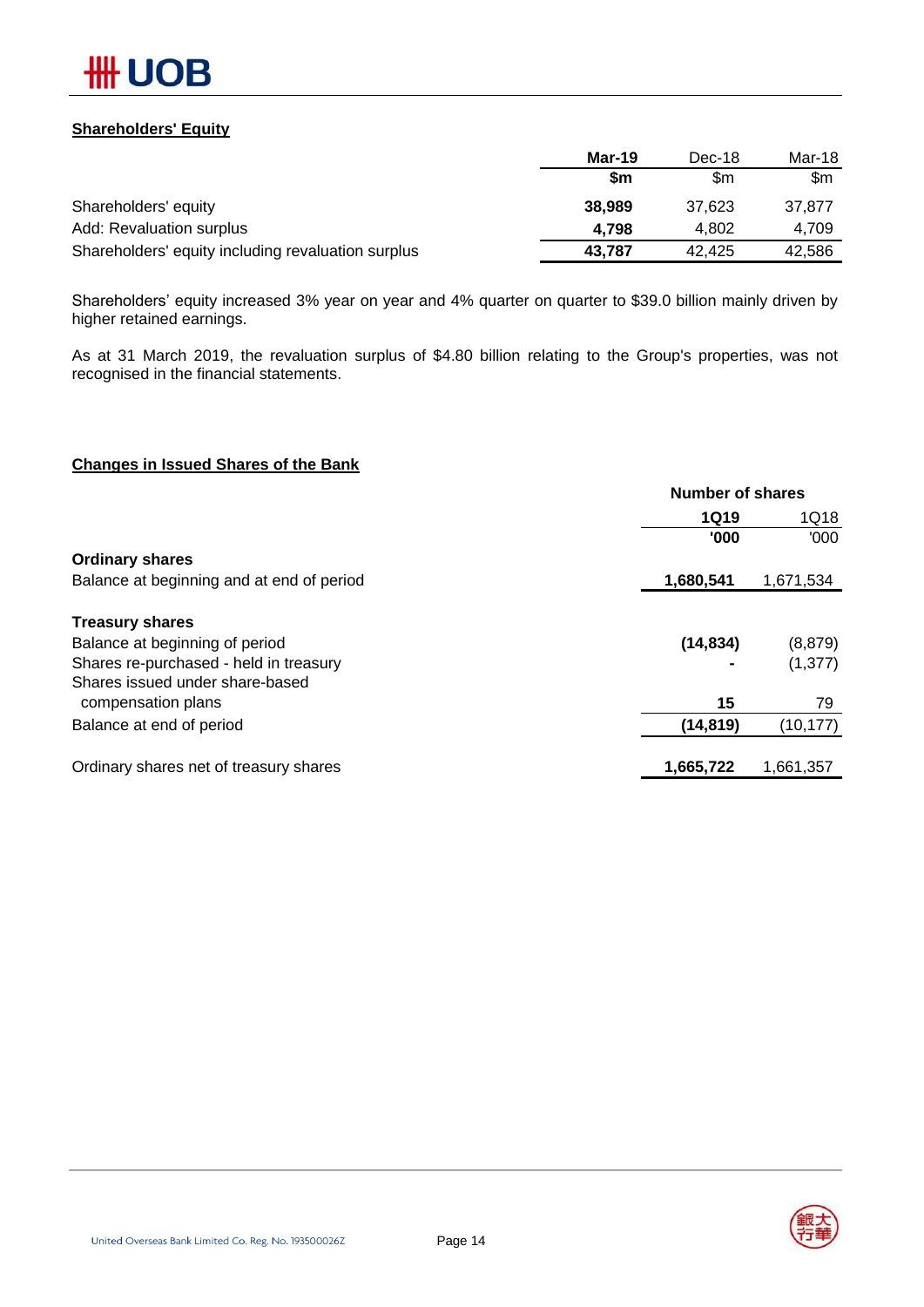## Shareholders' Equity

| | **Mar-19** | Dec-18 | Mar-18 |
|---|---|---|---|
| | **$m** | $m | $m |
| Shareholders' equity | **38,989** | 37,623 | 37,877 |
| Add: Revaluation surplus | **4,798** | 4,802 | 4,709 |
| Shareholders' equity including revaluation surplus | **43,787** | 42,425 | 42,586 |

Shareholders' equity increased 3% year on year and 4% quarter on quarter to $39.0 billion mainly driven by higher retained earnings.

As at 31 March 2019, the revaluation surplus of $4.80 billion relating to the Group's properties, was not recognised in the financial statements.

## Changes in Issued Shares of the Bank

| | **Number of shares** | |
|---|---|---|
| | **1Q19** | 1Q18 |
| | **'000** | '000 |
| **Ordinary shares** | | |
| Balance at beginning and at end of period | **1,680,541** | 1,671,534 |
| | | |
| **Treasury shares** | | |
| Balance at beginning of period | **(14,834)** | (8,879) |
| Shares re-purchased - held in treasury | **-** | (1,377) |
| Shares issued under share-based compensation plans | **15** | 79 |
| Balance at end of period | **(14,819)** | (10,177) |
| | | |
| Ordinary shares net of treasury shares | **1,665,722** | 1,661,357 |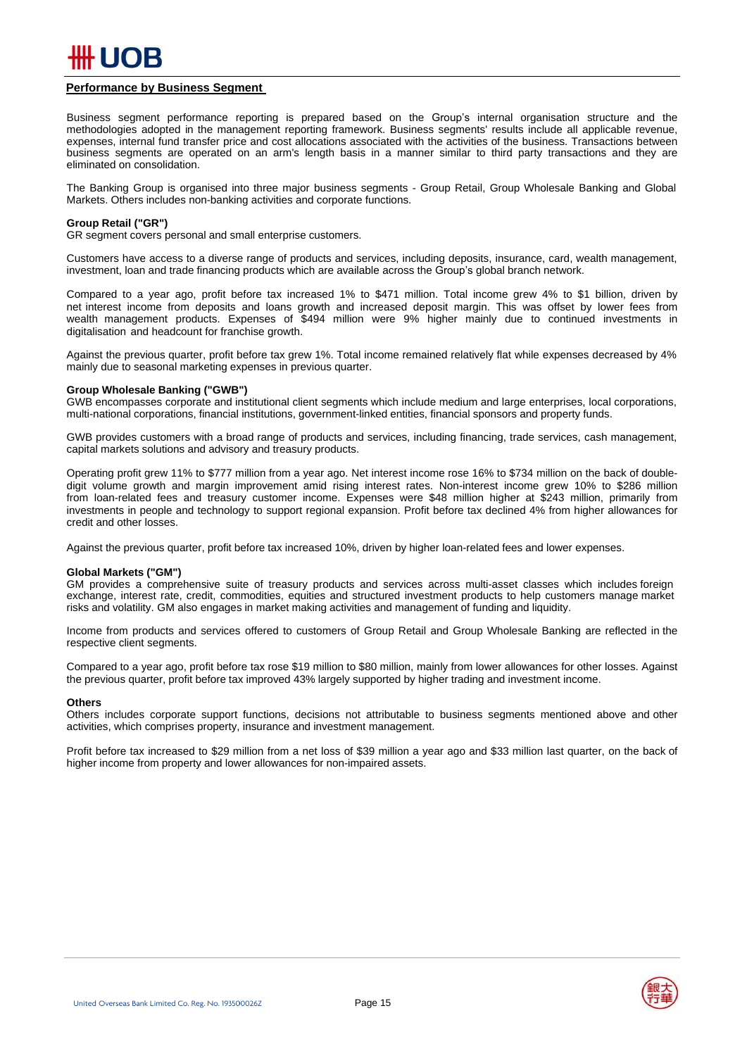## Performance by Business Segment

Business segment performance reporting is prepared based on the Group's internal organisation structure and the methodologies adopted in the management reporting framework. Business segments' results include all applicable revenue, expenses, internal fund transfer price and cost allocations associated with the activities of the business. Transactions between business segments are operated on an arm's length basis in a manner similar to third party transactions and they are eliminated on consolidation.

The Banking Group is organised into three major business segments - Group Retail, Group Wholesale Banking and Global Markets. Others includes non-banking activities and corporate functions.

**Group Retail ("GR")**

GR segment covers personal and small enterprise customers.

Customers have access to a diverse range of products and services, including deposits, insurance, card, wealth management, investment, loan and trade financing products which are available across the Group's global branch network.

Compared to a year ago, profit before tax increased 1% to $471 million. Total income grew 4% to $1 billion, driven by net interest income from deposits and loans growth and increased deposit margin. This was offset by lower fees from wealth management products. Expenses of $494 million were 9% higher mainly due to continued investments in digitalisation and headcount for franchise growth.

Against the previous quarter, profit before tax grew 1%. Total income remained relatively flat while expenses decreased by 4% mainly due to seasonal marketing expenses in previous quarter.

**Group Wholesale Banking ("GWB")**

GWB encompasses corporate and institutional client segments which include medium and large enterprises, local corporations, multi-national corporations, financial institutions, government-linked entities, financial sponsors and property funds.

GWB provides customers with a broad range of products and services, including financing, trade services, cash management, capital markets solutions and advisory and treasury products.

Operating profit grew 11% to $777 million from a year ago. Net interest income rose 16% to $734 million on the back of double-digit volume growth and margin improvement amid rising interest rates. Non-interest income grew 10% to $286 million from loan-related fees and treasury customer income. Expenses were $48 million higher at $243 million, primarily from investments in people and technology to support regional expansion. Profit before tax declined 4% from higher allowances for credit and other losses.

Against the previous quarter, profit before tax increased 10%, driven by higher loan-related fees and lower expenses.

**Global Markets ("GM")**

GM provides a comprehensive suite of treasury products and services across multi-asset classes which includes foreign exchange, interest rate, credit, commodities, equities and structured investment products to help customers manage market risks and volatility. GM also engages in market making activities and management of funding and liquidity.

Income from products and services offered to customers of Group Retail and Group Wholesale Banking are reflected in the respective client segments.

Compared to a year ago, profit before tax rose $19 million to $80 million, mainly from lower allowances for other losses. Against the previous quarter, profit before tax improved 43% largely supported by higher trading and investment income.

**Others**

Others includes corporate support functions, decisions not attributable to business segments mentioned above and other activities, which comprises property, insurance and investment management.

Profit before tax increased to $29 million from a net loss of $39 million a year ago and $33 million last quarter, on the back of higher income from property and lower allowances for non-impaired assets.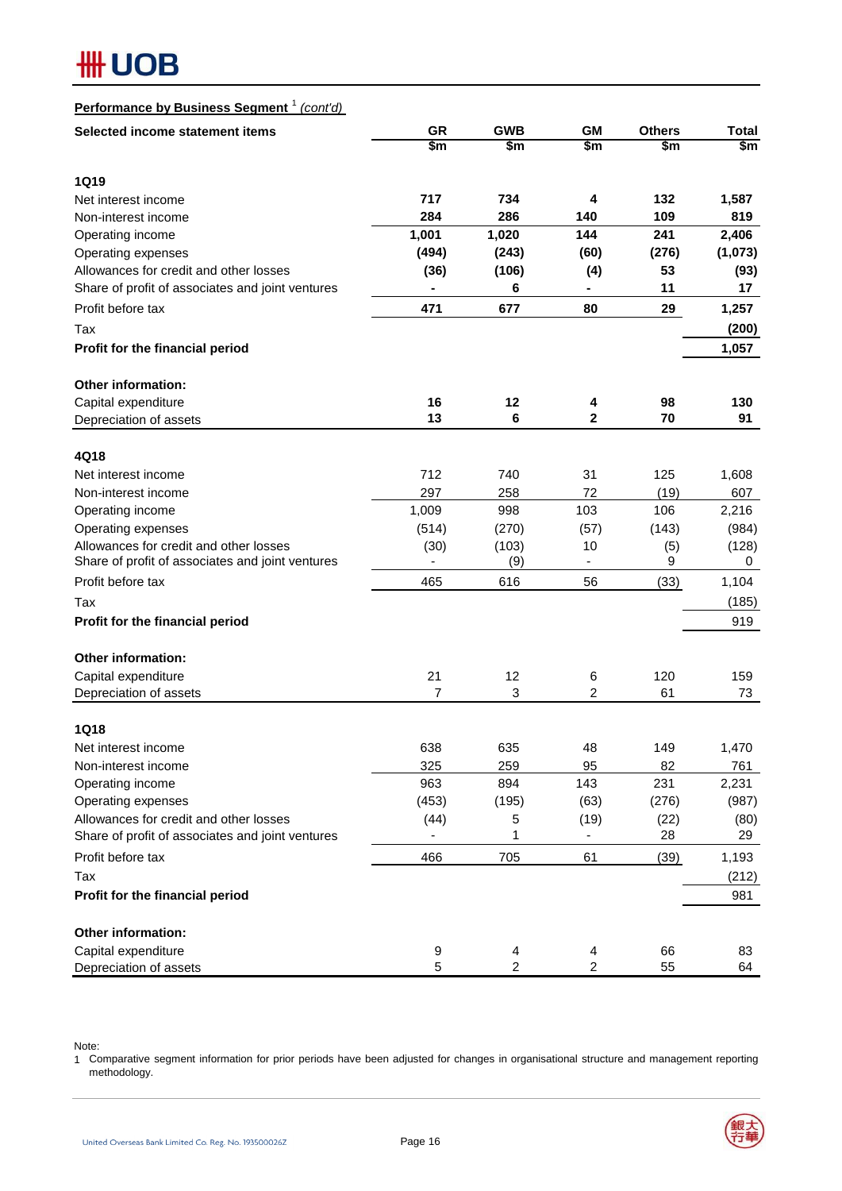**Performance by Business Segment** [1] *(cont'd)*

| Selected income statement items | GR | GWB | GM | Others | Total |
|---|---|---|---|---|---|
| | $m | $m | $m | $m | $m |
| **1Q19** | | | | | |
| Net interest income | **717** | **734** | **4** | **132** | **1,587** |
| Non-interest income | **284** | **286** | **140** | **109** | **819** |
| Operating income | **1,001** | **1,020** | **144** | **241** | **2,406** |
| Operating expenses | **(494)** | **(243)** | **(60)** | **(276)** | **(1,073)** |
| Allowances for credit and other losses | **(36)** | **(106)** | **(4)** | **53** | **(93)** |
| Share of profit of associates and joint ventures | **-** | **6** | **-** | **11** | **17** |
| Profit before tax | **471** | **677** | **80** | **29** | **1,257** |
| Tax | | | | | **(200)** |
| **Profit for the financial period** | | | | | **1,057** |
| **Other information:** | | | | | |
| Capital expenditure | **16** | **12** | **4** | **98** | **130** |
| Depreciation of assets | **13** | **6** | **2** | **70** | **91** |
| **4Q18** | | | | | |
| Net interest income | 712 | 740 | 31 | 125 | 1,608 |
| Non-interest income | 297 | 258 | 72 | (19) | 607 |
| Operating income | 1,009 | 998 | 103 | 106 | 2,216 |
| Operating expenses | (514) | (270) | (57) | (143) | (984) |
| Allowances for credit and other losses | (30) | (103) | 10 | (5) | (128) |
| Share of profit of associates and joint ventures | - | (9) | - | 9 | 0 |
| Profit before tax | 465 | 616 | 56 | (33) | 1,104 |
| Tax | | | | | (185) |
| **Profit for the financial period** | | | | | 919 |
| **Other information:** | | | | | |
| Capital expenditure | 21 | 12 | 6 | 120 | 159 |
| Depreciation of assets | 7 | 3 | 2 | 61 | 73 |
| **1Q18** | | | | | |
| Net interest income | 638 | 635 | 48 | 149 | 1,470 |
| Non-interest income | 325 | 259 | 95 | 82 | 761 |
| Operating income | 963 | 894 | 143 | 231 | 2,231 |
| Operating expenses | (453) | (195) | (63) | (276) | (987) |
| Allowances for credit and other losses | (44) | 5 | (19) | (22) | (80) |
| Share of profit of associates and joint ventures | - | 1 | - | 28 | 29 |
| Profit before tax | 466 | 705 | 61 | (39) | 1,193 |
| Tax | | | | | (212) |
| **Profit for the financial period** | | | | | 981 |
| **Other information:** | | | | | |
| Capital expenditure | 9 | 4 | 4 | 66 | 83 |
| Depreciation of assets | 5 | 2 | 2 | 55 | 64 |

Note:
1 Comparative segment information for prior periods have been adjusted for changes in organisational structure and management reporting methodology.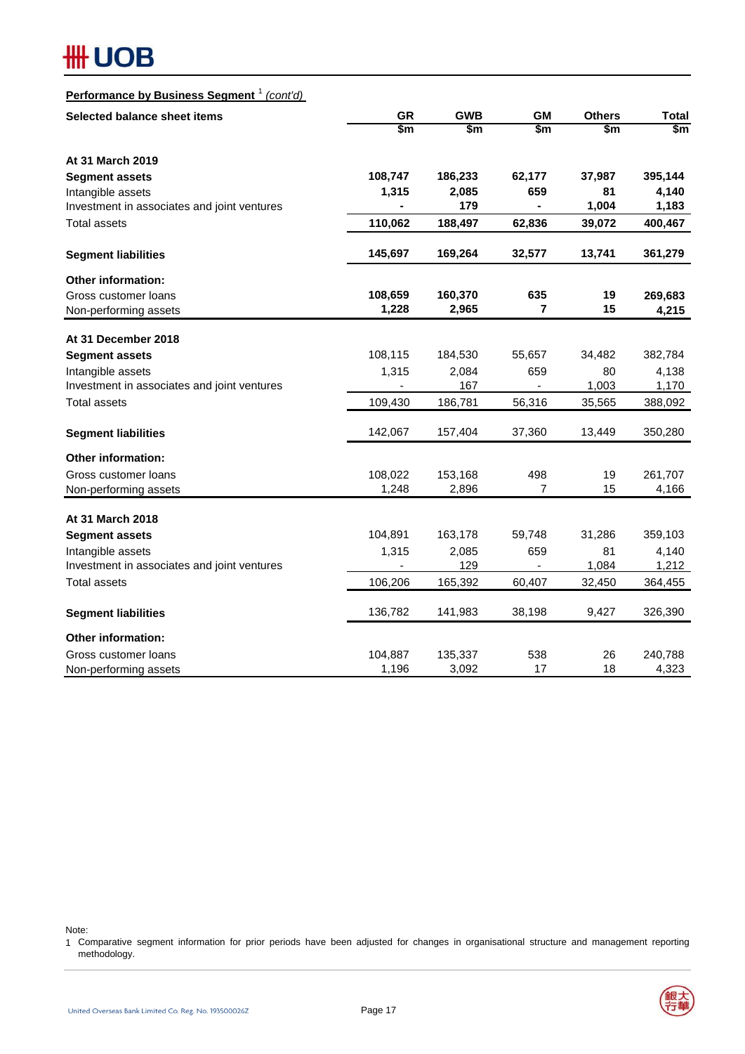**Performance by Business Segment [1] *(cont'd)***

| Selected balance sheet items | GR | GWB | GM | Others | Total |
|---|---|---|---|---|---|
| | $m | $m | $m | $m | $m |
| **At 31 March 2019** | | | | | |
| **Segment assets** | **108,747** | **186,233** | **62,177** | **37,987** | **395,144** |
| Intangible assets | **1,315** | **2,085** | **659** | **81** | **4,140** |
| Investment in associates and joint ventures | **-** | **179** | **-** | **1,004** | **1,183** |
| Total assets | **110,062** | **188,497** | **62,836** | **39,072** | **400,467** |
| **Segment liabilities** | **145,697** | **169,264** | **32,577** | **13,741** | **361,279** |
| **Other information:** | | | | | |
| Gross customer loans | **108,659** | **160,370** | **635** | **19** | **269,683** |
| Non-performing assets | **1,228** | **2,965** | **7** | **15** | **4,215** |
| **At 31 December 2018** | | | | | |
| **Segment assets** | 108,115 | 184,530 | 55,657 | 34,482 | 382,784 |
| Intangible assets | 1,315 | 2,084 | 659 | 80 | 4,138 |
| Investment in associates and joint ventures | - | 167 | - | 1,003 | 1,170 |
| Total assets | 109,430 | 186,781 | 56,316 | 35,565 | 388,092 |
| **Segment liabilities** | 142,067 | 157,404 | 37,360 | 13,449 | 350,280 |
| **Other information:** | | | | | |
| Gross customer loans | 108,022 | 153,168 | 498 | 19 | 261,707 |
| Non-performing assets | 1,248 | 2,896 | 7 | 15 | 4,166 |
| **At 31 March 2018** | | | | | |
| **Segment assets** | 104,891 | 163,178 | 59,748 | 31,286 | 359,103 |
| Intangible assets | 1,315 | 2,085 | 659 | 81 | 4,140 |
| Investment in associates and joint ventures | - | 129 | - | 1,084 | 1,212 |
| Total assets | 106,206 | 165,392 | 60,407 | 32,450 | 364,455 |
| **Segment liabilities** | 136,782 | 141,983 | 38,198 | 9,427 | 326,390 |
| **Other information:** | | | | | |
| Gross customer loans | 104,887 | 135,337 | 538 | 26 | 240,788 |
| Non-performing assets | 1,196 | 3,092 | 17 | 18 | 4,323 |

Note:

1 Comparative segment information for prior periods have been adjusted for changes in organisational structure and management reporting methodology.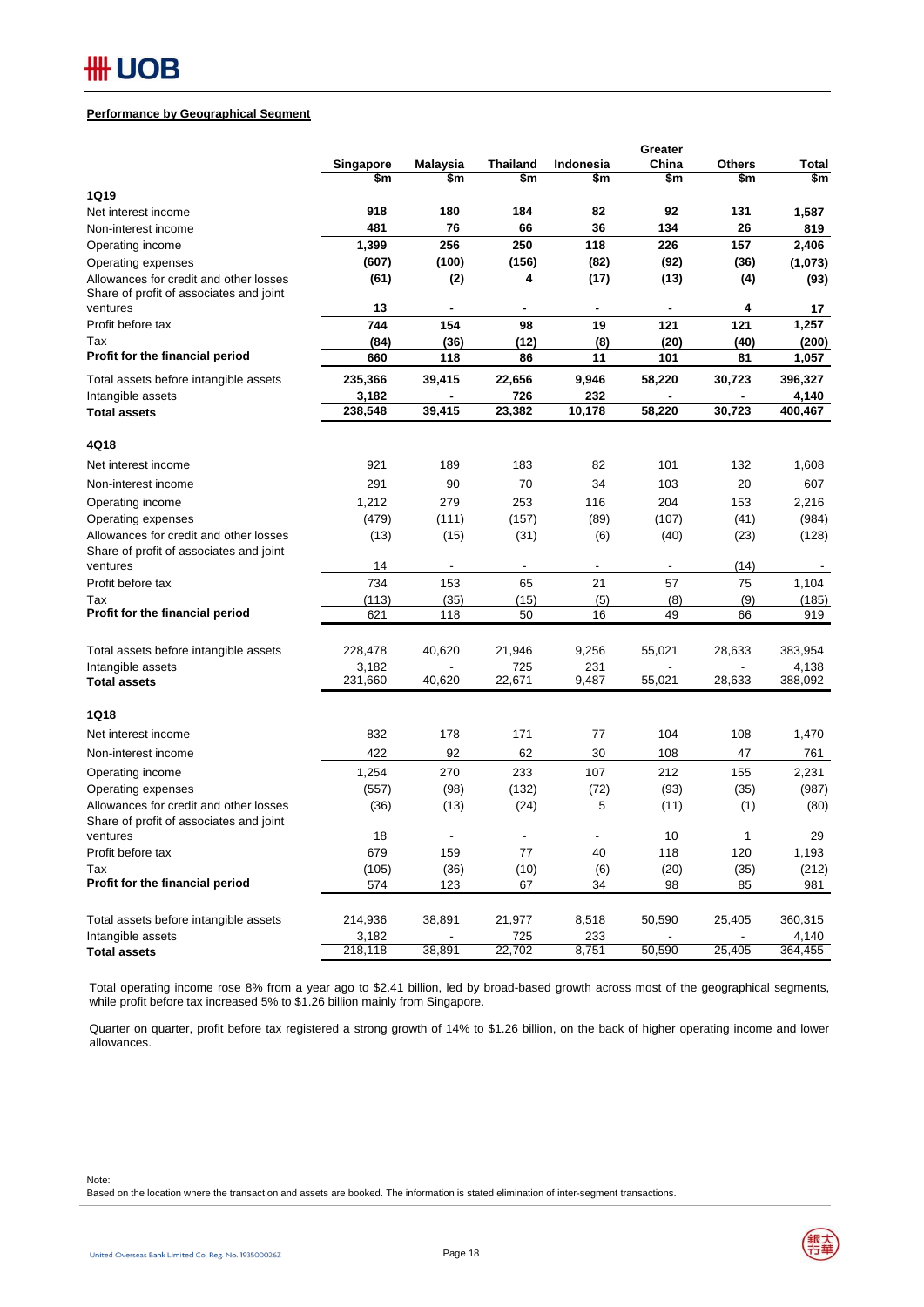**Performance by Geographical Segment**

| | Singapore | Malaysia | Thailand | Indonesia | Greater China | Others | Total |
|---|---|---|---|---|---|---|---|
| | $m | $m | $m | $m | $m | $m | $m |
| **1Q19** | | | | | | | |
| Net interest income | **918** | **180** | **184** | **82** | **92** | **131** | **1,587** |
| Non-interest income | **481** | **76** | **66** | **36** | **134** | **26** | **819** |
| Operating income | **1,399** | **256** | **250** | **118** | **226** | **157** | **2,406** |
| Operating expenses | **(607)** | **(100)** | **(156)** | **(82)** | **(92)** | **(36)** | **(1,073)** |
| Allowances for credit and other losses | **(61)** | **(2)** | **4** | **(17)** | **(13)** | **(4)** | **(93)** |
| Share of profit of associates and joint ventures | **13** | **-** | **-** | **-** | **-** | **4** | **17** |
| Profit before tax | **744** | **154** | **98** | **19** | **121** | **121** | **1,257** |
| Tax | **(84)** | **(36)** | **(12)** | **(8)** | **(20)** | **(40)** | **(200)** |
| **Profit for the financial period** | **660** | **118** | **86** | **11** | **101** | **81** | **1,057** |
| Total assets before intangible assets | **235,366** | **39,415** | **22,656** | **9,946** | **58,220** | **30,723** | **396,327** |
| Intangible assets | **3,182** | **-** | **726** | **232** | **-** | **-** | **4,140** |
| **Total assets** | **238,548** | **39,415** | **23,382** | **10,178** | **58,220** | **30,723** | **400,467** |
| **4Q18** | | | | | | | |
| Net interest income | 921 | 189 | 183 | 82 | 101 | 132 | 1,608 |
| Non-interest income | 291 | 90 | 70 | 34 | 103 | 20 | 607 |
| Operating income | 1,212 | 279 | 253 | 116 | 204 | 153 | 2,216 |
| Operating expenses | (479) | (111) | (157) | (89) | (107) | (41) | (984) |
| Allowances for credit and other losses | (13) | (15) | (31) | (6) | (40) | (23) | (128) |
| Share of profit of associates and joint ventures | 14 | - | - | - | - | (14) | - |
| Profit before tax | 734 | 153 | 65 | 21 | 57 | 75 | 1,104 |
| Tax | (113) | (35) | (15) | (5) | (8) | (9) | (185) |
| **Profit for the financial period** | 621 | 118 | 50 | 16 | 49 | 66 | 919 |
| Total assets before intangible assets | 228,478 | 40,620 | 21,946 | 9,256 | 55,021 | 28,633 | 383,954 |
| Intangible assets | 3,182 | - | 725 | 231 | - | - | 4,138 |
| **Total assets** | 231,660 | 40,620 | 22,671 | 9,487 | 55,021 | 28,633 | 388,092 |
| **1Q18** | | | | | | | |
| Net interest income | 832 | 178 | 171 | 77 | 104 | 108 | 1,470 |
| Non-interest income | 422 | 92 | 62 | 30 | 108 | 47 | 761 |
| Operating income | 1,254 | 270 | 233 | 107 | 212 | 155 | 2,231 |
| Operating expenses | (557) | (98) | (132) | (72) | (93) | (35) | (987) |
| Allowances for credit and other losses | (36) | (13) | (24) | 5 | (11) | (1) | (80) |
| Share of profit of associates and joint ventures | 18 | - | - | - | 10 | 1 | 29 |
| Profit before tax | 679 | 159 | 77 | 40 | 118 | 120 | 1,193 |
| Tax | (105) | (36) | (10) | (6) | (20) | (35) | (212) |
| **Profit for the financial period** | 574 | 123 | 67 | 34 | 98 | 85 | 981 |
| Total assets before intangible assets | 214,936 | 38,891 | 21,977 | 8,518 | 50,590 | 25,405 | 360,315 |
| Intangible assets | 3,182 | - | 725 | 233 | - | - | 4,140 |
| **Total assets** | 218,118 | 38,891 | 22,702 | 8,751 | 50,590 | 25,405 | 364,455 |

Total operating income rose 8% from a year ago to $2.41 billion, led by broad-based growth across most of the geographical segments, while profit before tax increased 5% to $1.26 billion mainly from Singapore.

Quarter on quarter, profit before tax registered a strong growth of 14% to $1.26 billion, on the back of higher operating income and lower allowances.

Note:
Based on the location where the transaction and assets are booked. The information is stated elimination of inter-segment transactions.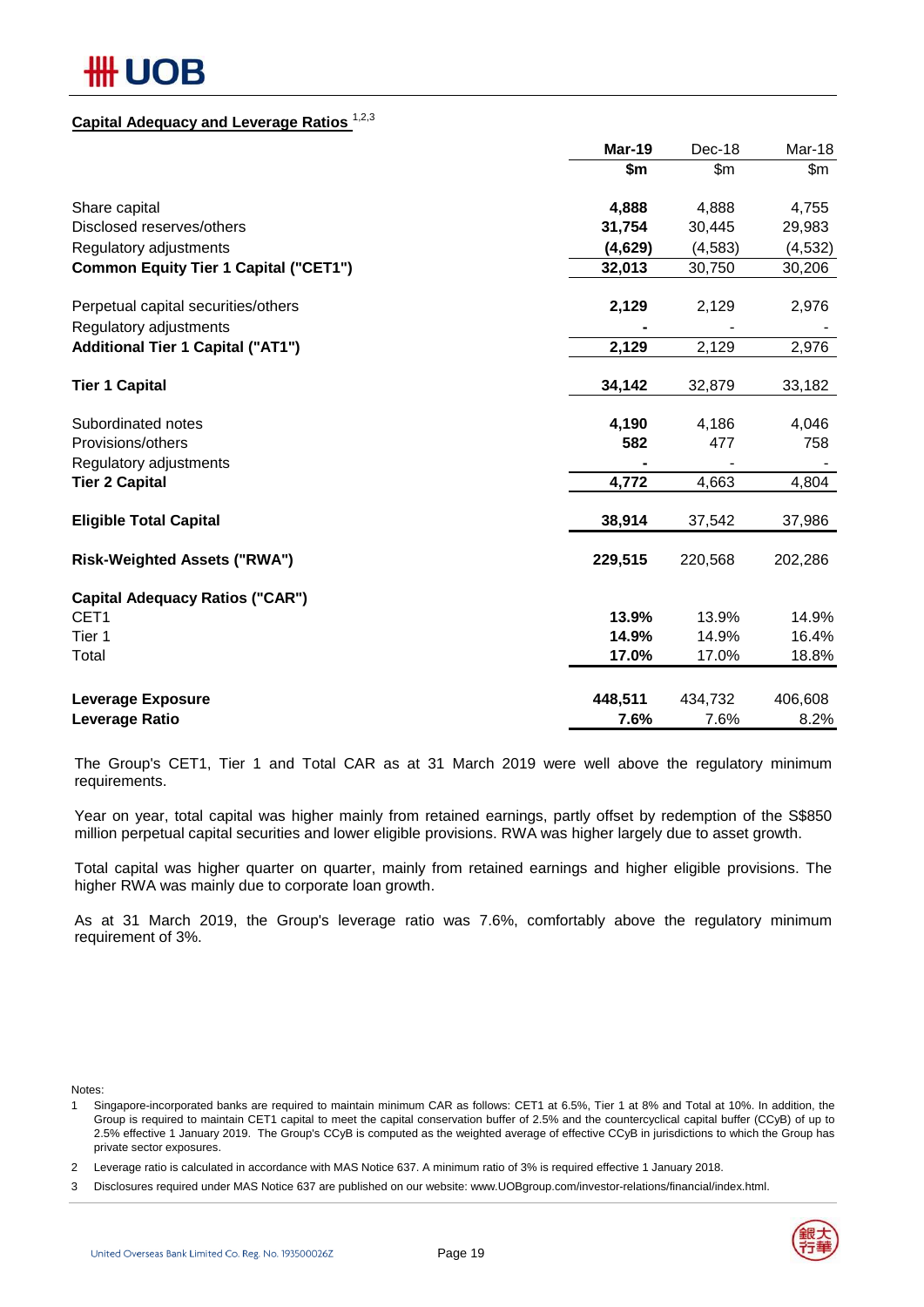## Capital Adequacy and Leverage Ratios [1,2,3]

| | **Mar-19** | Dec-18 | Mar-18 |
|---|---|---|---|
| | **$m** | $m | $m |
| Share capital | **4,888** | 4,888 | 4,755 |
| Disclosed reserves/others | **31,754** | 30,445 | 29,983 |
| Regulatory adjustments | **(4,629)** | (4,583) | (4,532) |
| **Common Equity Tier 1 Capital ("CET1")** | **32,013** | 30,750 | 30,206 |
| | | | |
| Perpetual capital securities/others | **2,129** | 2,129 | 2,976 |
| Regulatory adjustments | **-** | - | - |
| **Additional Tier 1 Capital ("AT1")** | **2,129** | 2,129 | 2,976 |
| | | | |
| **Tier 1 Capital** | **34,142** | 32,879 | 33,182 |
| | | | |
| Subordinated notes | **4,190** | 4,186 | 4,046 |
| Provisions/others | **582** | 477 | 758 |
| Regulatory adjustments | **-** | - | - |
| **Tier 2 Capital** | **4,772** | 4,663 | 4,804 |
| | | | |
| **Eligible Total Capital** | **38,914** | 37,542 | 37,986 |
| | | | |
| **Risk-Weighted Assets ("RWA")** | **229,515** | 220,568 | 202,286 |
| | | | |
| **Capital Adequacy Ratios ("CAR")** | | | |
| CET1 | **13.9%** | 13.9% | 14.9% |
| Tier 1 | **14.9%** | 14.9% | 16.4% |
| Total | **17.0%** | 17.0% | 18.8% |
| | | | |
| **Leverage Exposure** | **448,511** | 434,732 | 406,608 |
| **Leverage Ratio** | **7.6%** | 7.6% | 8.2% |

The Group's CET1, Tier 1 and Total CAR as at 31 March 2019 were well above the regulatory minimum requirements.

Year on year, total capital was higher mainly from retained earnings, partly offset by redemption of the S$850 million perpetual capital securities and lower eligible provisions. RWA was higher largely due to asset growth.

Total capital was higher quarter on quarter, mainly from retained earnings and higher eligible provisions. The higher RWA was mainly due to corporate loan growth.

As at 31 March 2019, the Group's leverage ratio was 7.6%, comfortably above the regulatory minimum requirement of 3%.

Notes:

1 Singapore-incorporated banks are required to maintain minimum CAR as follows: CET1 at 6.5%, Tier 1 at 8% and Total at 10%. In addition, the Group is required to maintain CET1 capital to meet the capital conservation buffer of 2.5% and the countercyclical capital buffer (CCyB) of up to 2.5% effective 1 January 2019. The Group's CCyB is computed as the weighted average of effective CCyB in jurisdictions to which the Group has private sector exposures.

2 Leverage ratio is calculated in accordance with MAS Notice 637. A minimum ratio of 3% is required effective 1 January 2018.

3 Disclosures required under MAS Notice 637 are published on our website: www.UOBgroup.com/investor-relations/financial/index.html.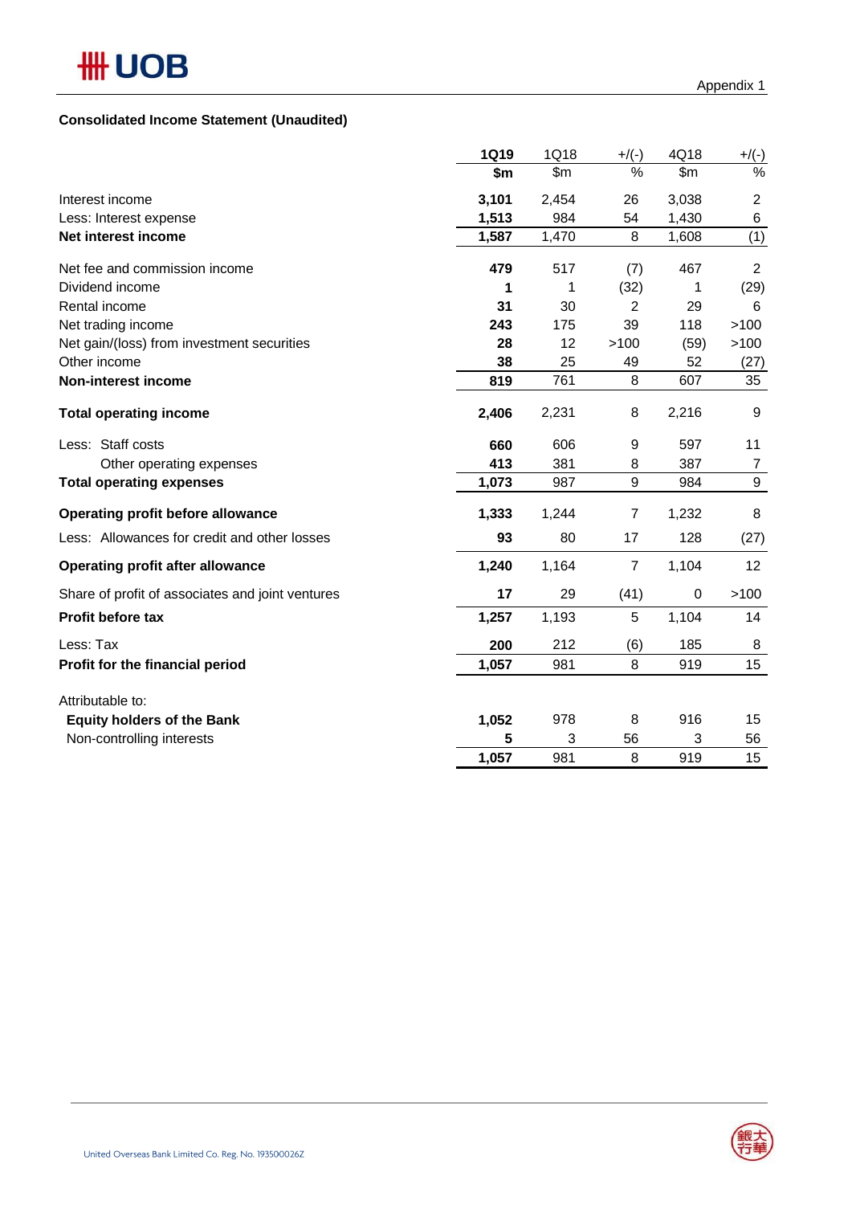Appendix 1

**Consolidated Income Statement (Unaudited)**

| | **1Q19** | 1Q18 | +/(-) | 4Q18 | +/(-) |
|---|---|---|---|---|---|
| | **$m** | $m | % | $m | % |
| Interest income | **3,101** | 2,454 | 26 | 3,038 | 2 |
| Less: Interest expense | **1,513** | 984 | 54 | 1,430 | 6 |
| **Net interest income** | **1,587** | 1,470 | 8 | 1,608 | (1) |
| Net fee and commission income | **479** | 517 | (7) | 467 | 2 |
| Dividend income | **1** | 1 | (32) | 1 | (29) |
| Rental income | **31** | 30 | 2 | 29 | 6 |
| Net trading income | **243** | 175 | 39 | 118 | >100 |
| Net gain/(loss) from investment securities | **28** | 12 | >100 | (59) | >100 |
| Other income | **38** | 25 | 49 | 52 | (27) |
| **Non-interest income** | **819** | 761 | 8 | 607 | 35 |
| **Total operating income** | **2,406** | 2,231 | 8 | 2,216 | 9 |
| Less: Staff costs | **660** | 606 | 9 | 597 | 11 |
| Other operating expenses | **413** | 381 | 8 | 387 | 7 |
| **Total operating expenses** | **1,073** | 987 | 9 | 984 | 9 |
| **Operating profit before allowance** | **1,333** | 1,244 | 7 | 1,232 | 8 |
| Less: Allowances for credit and other losses | **93** | 80 | 17 | 128 | (27) |
| **Operating profit after allowance** | **1,240** | 1,164 | 7 | 1,104 | 12 |
| Share of profit of associates and joint ventures | **17** | 29 | (41) | 0 | >100 |
| **Profit before tax** | **1,257** | 1,193 | 5 | 1,104 | 14 |
| Less: Tax | **200** | 212 | (6) | 185 | 8 |
| **Profit for the financial period** | **1,057** | 981 | 8 | 919 | 15 |
| Attributable to: | | | | | |
| **Equity holders of the Bank** | **1,052** | 978 | 8 | 916 | 15 |
| Non-controlling interests | **5** | 3 | 56 | 3 | 56 |
| | **1,057** | 981 | 8 | 919 | 15 |

United Overseas Bank Limited Co. Reg. No. 193500026Z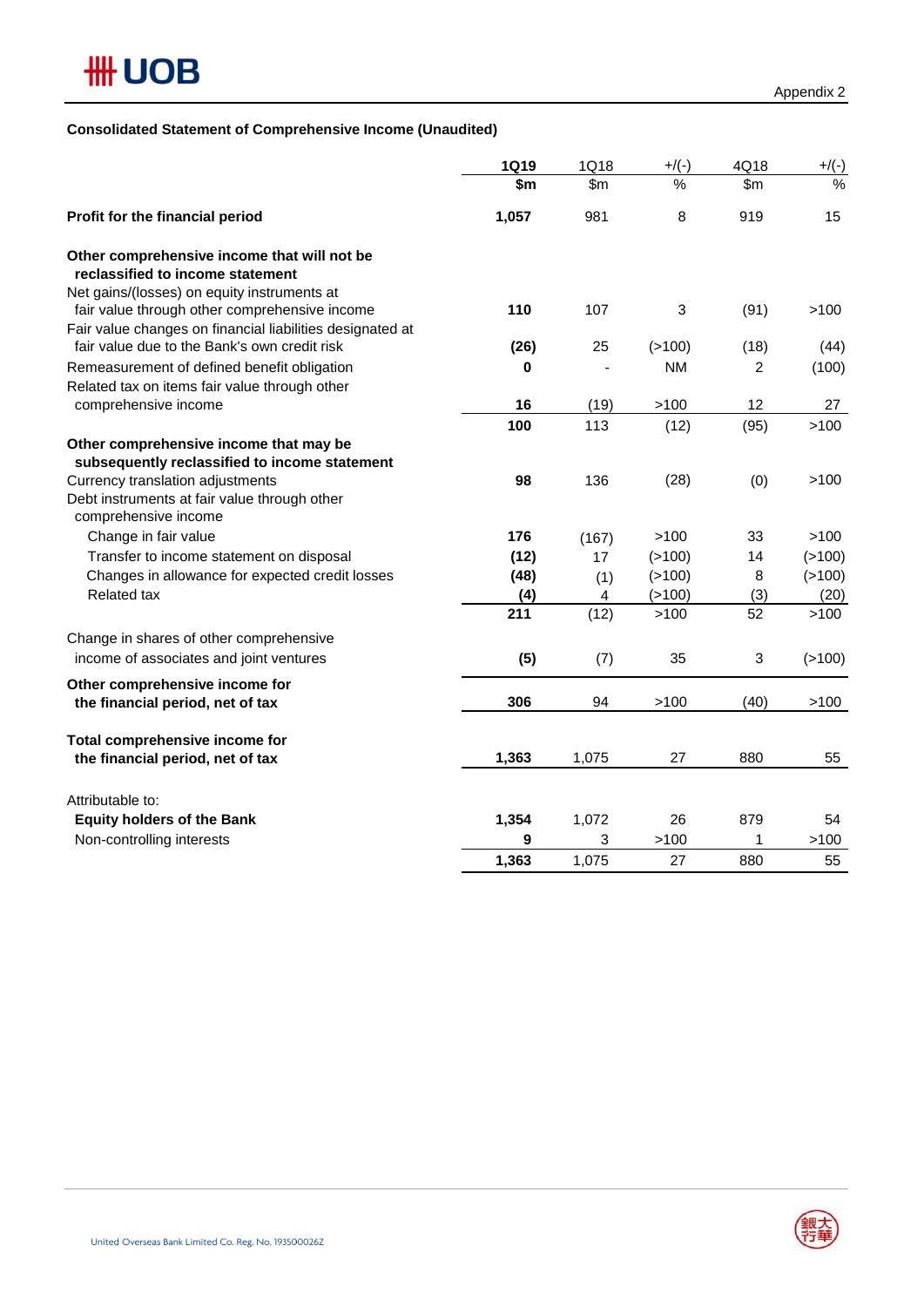Appendix 2

**Consolidated Statement of Comprehensive Income (Unaudited)**

| | **1Q19** | 1Q18 | +/(-) | 4Q18 | +/(-) |
|---|---|---|---|---|---|
| | **$m** | $m | % | $m | % |
| **Profit for the financial period** | **1,057** | 981 | 8 | 919 | 15 |
| **Other comprehensive income that will not be reclassified to income statement** | | | | | |
| Net gains/(losses) on equity instruments at fair value through other comprehensive income | **110** | 107 | 3 | (91) | >100 |
| Fair value changes on financial liabilities designated at fair value due to the Bank's own credit risk | **(26)** | 25 | (>100) | (18) | (44) |
| Remeasurement of defined benefit obligation | **0** | - | NM | 2 | (100) |
| Related tax on items fair value through other comprehensive income | **16** | (19) | >100 | 12 | 27 |
| | **100** | 113 | (12) | (95) | >100 |
| **Other comprehensive income that may be subsequently reclassified to income statement** | | | | | |
| Currency translation adjustments | **98** | 136 | (28) | (0) | >100 |
| Debt instruments at fair value through other comprehensive income | | | | | |
| Change in fair value | **176** | (167) | >100 | 33 | >100 |
| Transfer to income statement on disposal | **(12)** | 17 | (>100) | 14 | (>100) |
| Changes in allowance for expected credit losses | **(48)** | (1) | (>100) | 8 | (>100) |
| Related tax | **(4)** | 4 | (>100) | (3) | (20) |
| | **211** | (12) | >100 | 52 | >100 |
| Change in shares of other comprehensive income of associates and joint ventures | **(5)** | (7) | 35 | 3 | (>100) |
| **Other comprehensive income for the financial period, net of tax** | **306** | 94 | >100 | (40) | >100 |
| **Total comprehensive income for the financial period, net of tax** | **1,363** | 1,075 | 27 | 880 | 55 |
| Attributable to: | | | | | |
| **Equity holders of the Bank** | **1,354** | 1,072 | 26 | 879 | 54 |
| Non-controlling interests | **9** | 3 | >100 | 1 | >100 |
| | **1,363** | 1,075 | 27 | 880 | 55 |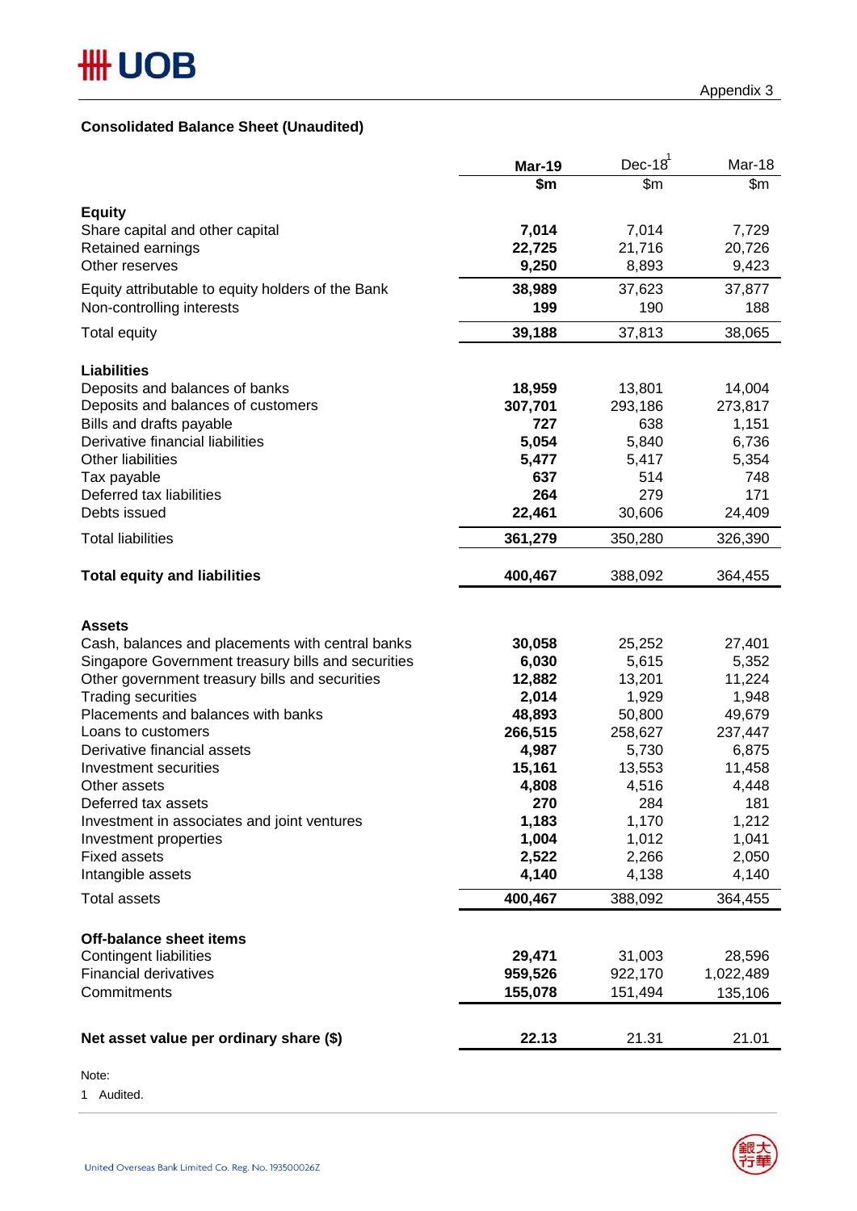Appendix 3

## Consolidated Balance Sheet (Unaudited)

| | Mar-19 | Dec-18[1] | Mar-18 |
|---|---|---|---|
| | $m | $m | $m |
| **Equity** | | | |
| Share capital and other capital | **7,014** | 7,014 | 7,729 |
| Retained earnings | **22,725** | 21,716 | 20,726 |
| Other reserves | **9,250** | 8,893 | 9,423 |
| Equity attributable to equity holders of the Bank | **38,989** | 37,623 | 37,877 |
| Non-controlling interests | **199** | 190 | 188 |
| Total equity | **39,188** | 37,813 | 38,065 |
| **Liabilities** | | | |
| Deposits and balances of banks | **18,959** | 13,801 | 14,004 |
| Deposits and balances of customers | **307,701** | 293,186 | 273,817 |
| Bills and drafts payable | **727** | 638 | 1,151 |
| Derivative financial liabilities | **5,054** | 5,840 | 6,736 |
| Other liabilities | **5,477** | 5,417 | 5,354 |
| Tax payable | **637** | 514 | 748 |
| Deferred tax liabilities | **264** | 279 | 171 |
| Debts issued | **22,461** | 30,606 | 24,409 |
| Total liabilities | **361,279** | 350,280 | 326,390 |
| **Total equity and liabilities** | **400,467** | 388,092 | 364,455 |
| **Assets** | | | |
| Cash, balances and placements with central banks | **30,058** | 25,252 | 27,401 |
| Singapore Government treasury bills and securities | **6,030** | 5,615 | 5,352 |
| Other government treasury bills and securities | **12,882** | 13,201 | 11,224 |
| Trading securities | **2,014** | 1,929 | 1,948 |
| Placements and balances with banks | **48,893** | 50,800 | 49,679 |
| Loans to customers | **266,515** | 258,627 | 237,447 |
| Derivative financial assets | **4,987** | 5,730 | 6,875 |
| Investment securities | **15,161** | 13,553 | 11,458 |
| Other assets | **4,808** | 4,516 | 4,448 |
| Deferred tax assets | **270** | 284 | 181 |
| Investment in associates and joint ventures | **1,183** | 1,170 | 1,212 |
| Investment properties | **1,004** | 1,012 | 1,041 |
| Fixed assets | **2,522** | 2,266 | 2,050 |
| Intangible assets | **4,140** | 4,138 | 4,140 |
| Total assets | **400,467** | 388,092 | 364,455 |
| **Off-balance sheet items** | | | |
| Contingent liabilities | **29,471** | 31,003 | 28,596 |
| Financial derivatives | **959,526** | 922,170 | 1,022,489 |
| Commitments | **155,078** | 151,494 | 135,106 |
| **Net asset value per ordinary share ($)** | **22.13** | 21.31 | 21.01 |

Note:

1 Audited.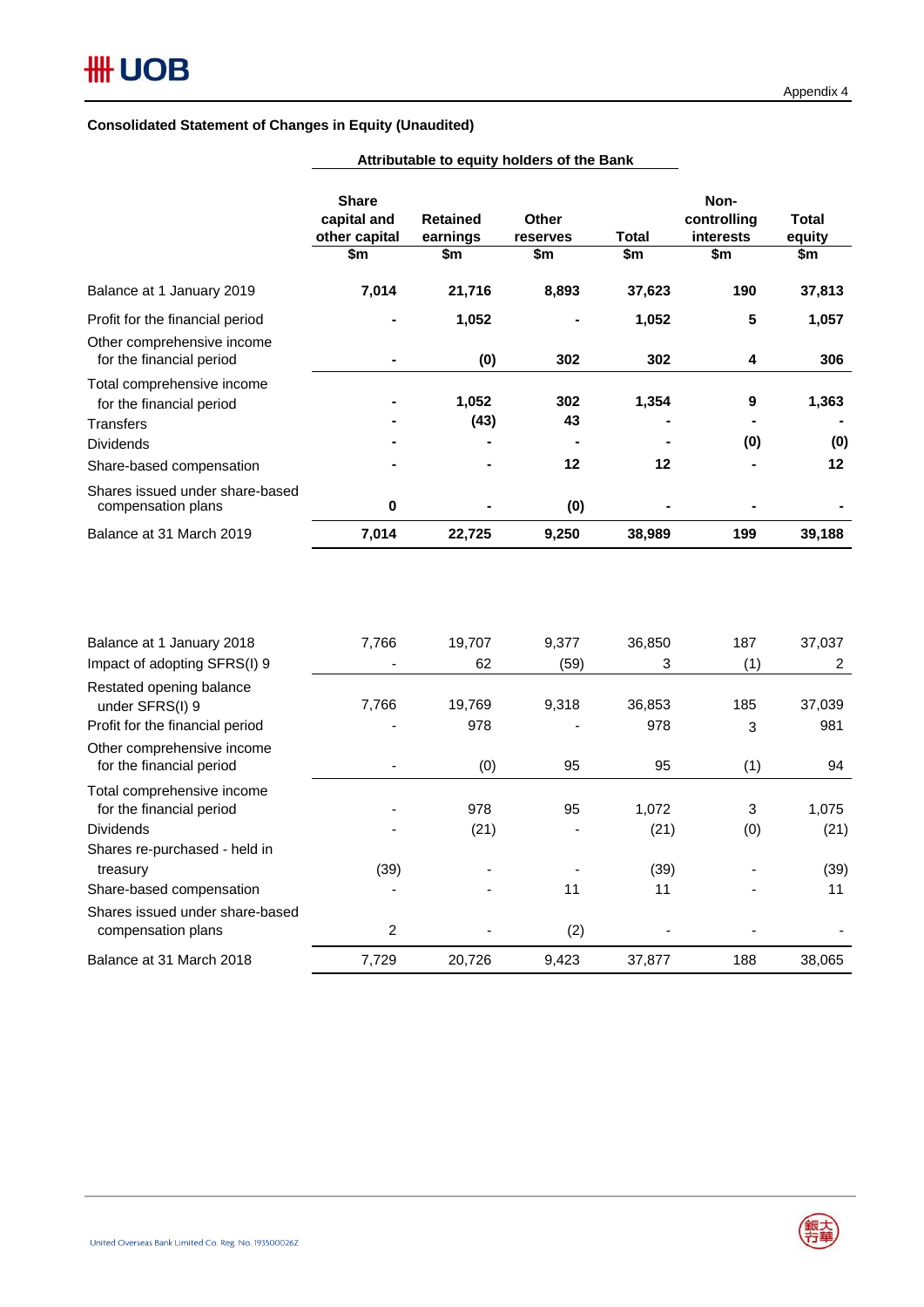Appendix 4

**Consolidated Statement of Changes in Equity (Unaudited)**

| | Attributable to equity holders of the Bank | | | | | |
|---|---|---|---|---|---|---|
| | **Share capital and other capital $m** | **Retained earnings $m** | **Other reserves $m** | **Total $m** | **Non-controlling interests $m** | **Total equity $m** |
| Balance at 1 January 2019 | **7,014** | **21,716** | **8,893** | **37,623** | **190** | **37,813** |
| Profit for the financial period | **-** | **1,052** | **-** | **1,052** | **5** | **1,057** |
| Other comprehensive income for the financial period | **-** | **(0)** | **302** | **302** | **4** | **306** |
| Total comprehensive income for the financial period | **-** | **1,052** | **302** | **1,354** | **9** | **1,363** |
| Transfers | **-** | **(43)** | **43** | **-** | **-** | **-** |
| Dividends | **-** | **-** | **-** | **-** | **(0)** | **(0)** |
| Share-based compensation | **-** | **-** | **12** | **12** | **-** | **12** |
| Shares issued under share-based compensation plans | **0** | **-** | **(0)** | **-** | **-** | **-** |
| Balance at 31 March 2019 | **7,014** | **22,725** | **9,250** | **38,989** | **199** | **39,188** |
| | | | | | | |
| Balance at 1 January 2018 | 7,766 | 19,707 | 9,377 | 36,850 | 187 | 37,037 |
| Impact of adopting SFRS(I) 9 | - | 62 | (59) | 3 | (1) | 2 |
| Restated opening balance under SFRS(I) 9 | 7,766 | 19,769 | 9,318 | 36,853 | 185 | 37,039 |
| Profit for the financial period | - | 978 | - | 978 | 3 | 981 |
| Other comprehensive income for the financial period | - | (0) | 95 | 95 | (1) | 94 |
| Total comprehensive income for the financial period | - | 978 | 95 | 1,072 | 3 | 1,075 |
| Dividends | - | (21) | - | (21) | (0) | (21) |
| Shares re-purchased - held in treasury | (39) | - | - | (39) | - | (39) |
| Share-based compensation | - | - | 11 | 11 | - | 11 |
| Shares issued under share-based compensation plans | 2 | - | (2) | - | - | - |
| Balance at 31 March 2018 | 7,729 | 20,726 | 9,423 | 37,877 | 188 | 38,065 |

United Overseas Bank Limited Co. Reg. No. 193500026Z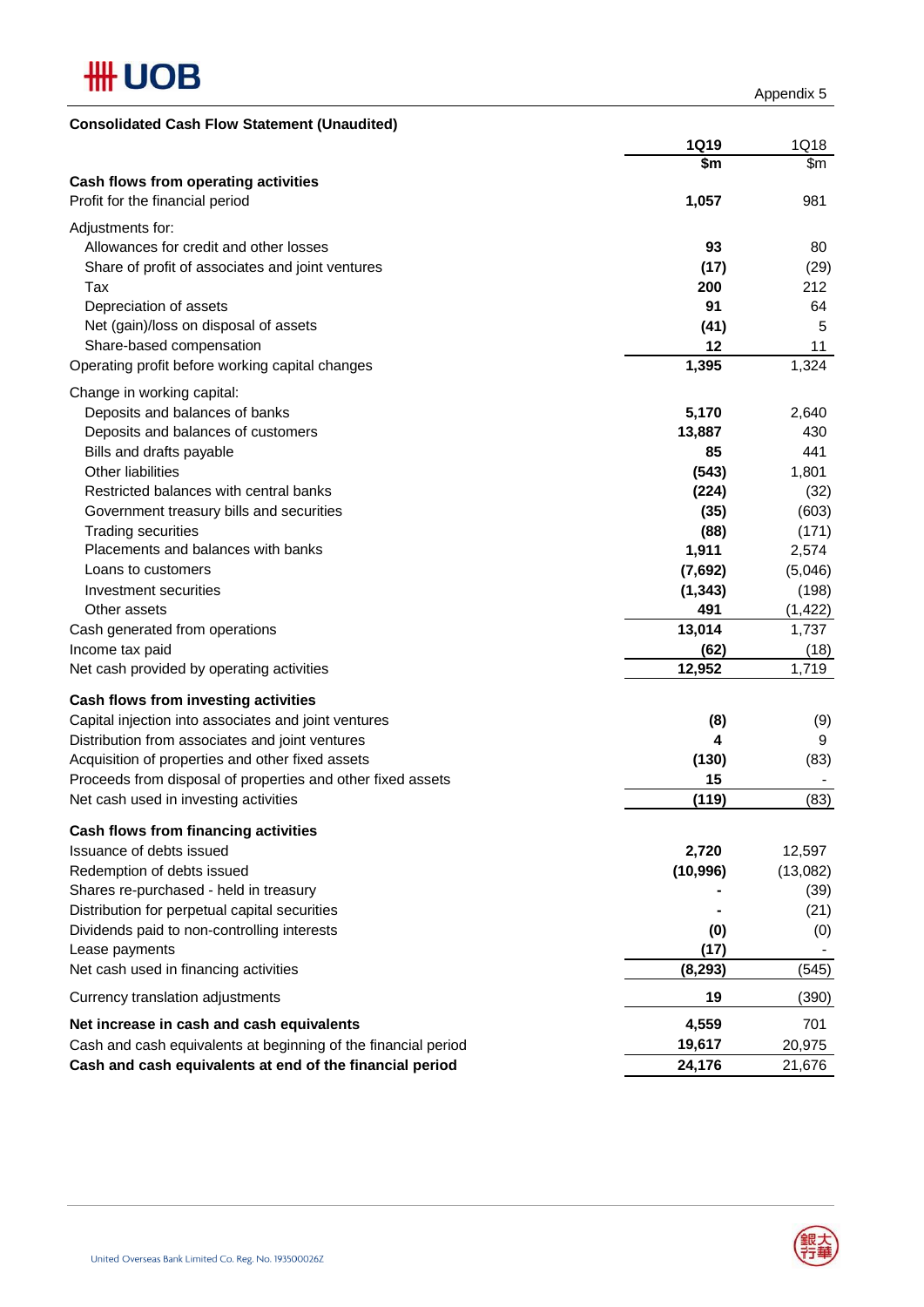Appendix 5

**Consolidated Cash Flow Statement (Unaudited)**

| | **1Q19** | 1Q18 |
|---|---|---|
| | **$m** | $m |
| **Cash flows from operating activities** | | |
| Profit for the financial period | **1,057** | 981 |
| Adjustments for: | | |
| Allowances for credit and other losses | **93** | 80 |
| Share of profit of associates and joint ventures | **(17)** | (29) |
| Tax | **200** | 212 |
| Depreciation of assets | **91** | 64 |
| Net (gain)/loss on disposal of assets | **(41)** | 5 |
| Share-based compensation | **12** | 11 |
| Operating profit before working capital changes | **1,395** | 1,324 |
| Change in working capital: | | |
| Deposits and balances of banks | **5,170** | 2,640 |
| Deposits and balances of customers | **13,887** | 430 |
| Bills and drafts payable | **85** | 441 |
| Other liabilities | **(543)** | 1,801 |
| Restricted balances with central banks | **(224)** | (32) |
| Government treasury bills and securities | **(35)** | (603) |
| Trading securities | **(88)** | (171) |
| Placements and balances with banks | **1,911** | 2,574 |
| Loans to customers | **(7,692)** | (5,046) |
| Investment securities | **(1,343)** | (198) |
| Other assets | **491** | (1,422) |
| Cash generated from operations | **13,014** | 1,737 |
| Income tax paid | **(62)** | (18) |
| Net cash provided by operating activities | **12,952** | 1,719 |
| **Cash flows from investing activities** | | |
| Capital injection into associates and joint ventures | **(8)** | (9) |
| Distribution from associates and joint ventures | **4** | 9 |
| Acquisition of properties and other fixed assets | **(130)** | (83) |
| Proceeds from disposal of properties and other fixed assets | **15** | - |
| Net cash used in investing activities | **(119)** | (83) |
| **Cash flows from financing activities** | | |
| Issuance of debts issued | **2,720** | 12,597 |
| Redemption of debts issued | **(10,996)** | (13,082) |
| Shares re-purchased - held in treasury | **-** | (39) |
| Distribution for perpetual capital securities | **-** | (21) |
| Dividends paid to non-controlling interests | **(0)** | (0) |
| Lease payments | **(17)** | - |
| Net cash used in financing activities | **(8,293)** | (545) |
| Currency translation adjustments | **19** | (390) |
| **Net increase in cash and cash equivalents** | **4,559** | 701 |
| Cash and cash equivalents at beginning of the financial period | **19,617** | 20,975 |
| **Cash and cash equivalents at end of the financial period** | **24,176** | 21,676 |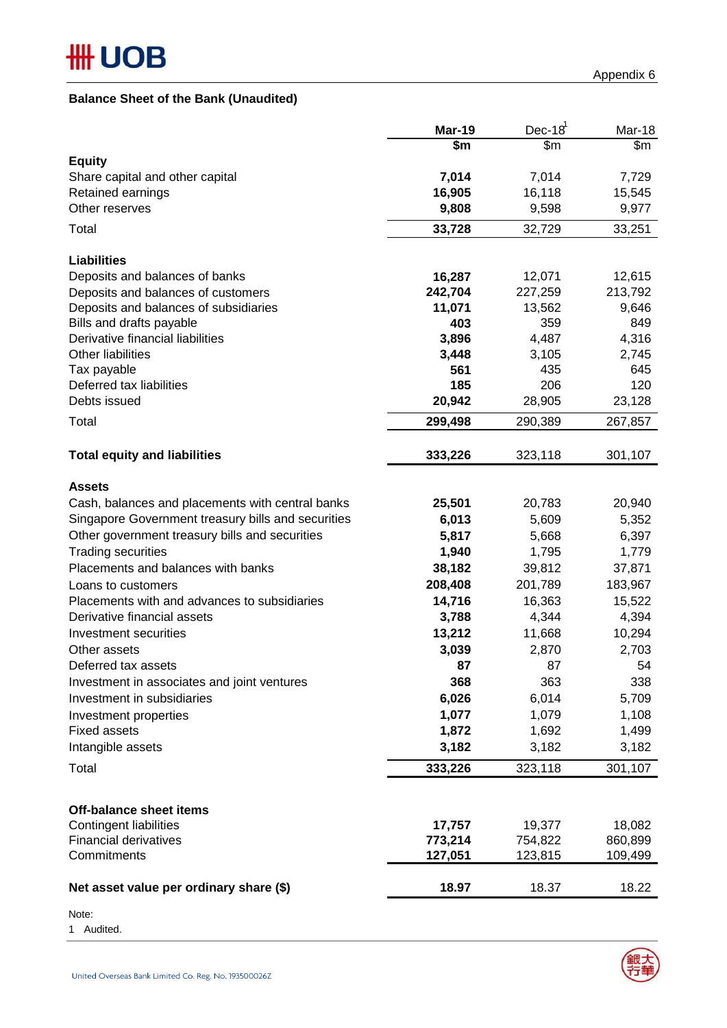Appendix 6

**Balance Sheet of the Bank (Unaudited)**

| | **Mar-19** | Dec-18[1] | Mar-18 |
|---|---|---|---|
| | **$m** | $m | $m |
| **Equity** | | | |
| Share capital and other capital | **7,014** | 7,014 | 7,729 |
| Retained earnings | **16,905** | 16,118 | 15,545 |
| Other reserves | **9,808** | 9,598 | 9,977 |
| Total | **33,728** | 32,729 | 33,251 |
| | | | |
| **Liabilities** | | | |
| Deposits and balances of banks | **16,287** | 12,071 | 12,615 |
| Deposits and balances of customers | **242,704** | 227,259 | 213,792 |
| Deposits and balances of subsidiaries | **11,071** | 13,562 | 9,646 |
| Bills and drafts payable | **403** | 359 | 849 |
| Derivative financial liabilities | **3,896** | 4,487 | 4,316 |
| Other liabilities | **3,448** | 3,105 | 2,745 |
| Tax payable | **561** | 435 | 645 |
| Deferred tax liabilities | **185** | 206 | 120 |
| Debts issued | **20,942** | 28,905 | 23,128 |
| Total | **299,498** | 290,389 | 267,857 |
| | | | |
| **Total equity and liabilities** | **333,226** | 323,118 | 301,107 |
| | | | |
| **Assets** | | | |
| Cash, balances and placements with central banks | **25,501** | 20,783 | 20,940 |
| Singapore Government treasury bills and securities | **6,013** | 5,609 | 5,352 |
| Other government treasury bills and securities | **5,817** | 5,668 | 6,397 |
| Trading securities | **1,940** | 1,795 | 1,779 |
| Placements and balances with banks | **38,182** | 39,812 | 37,871 |
| Loans to customers | **208,408** | 201,789 | 183,967 |
| Placements with and advances to subsidiaries | **14,716** | 16,363 | 15,522 |
| Derivative financial assets | **3,788** | 4,344 | 4,394 |
| Investment securities | **13,212** | 11,668 | 10,294 |
| Other assets | **3,039** | 2,870 | 2,703 |
| Deferred tax assets | **87** | 87 | 54 |
| Investment in associates and joint ventures | **368** | 363 | 338 |
| Investment in subsidiaries | **6,026** | 6,014 | 5,709 |
| Investment properties | **1,077** | 1,079 | 1,108 |
| Fixed assets | **1,872** | 1,692 | 1,499 |
| Intangible assets | **3,182** | 3,182 | 3,182 |
| Total | **333,226** | 323,118 | 301,107 |
| | | | |
| **Off-balance sheet items** | | | |
| Contingent liabilities | **17,757** | 19,377 | 18,082 |
| Financial derivatives | **773,214** | 754,822 | 860,899 |
| Commitments | **127,051** | 123,815 | 109,499 |
| | | | |
| **Net asset value per ordinary share ($)** | **18.97** | 18.37 | 18.22 |

Note:
1 Audited.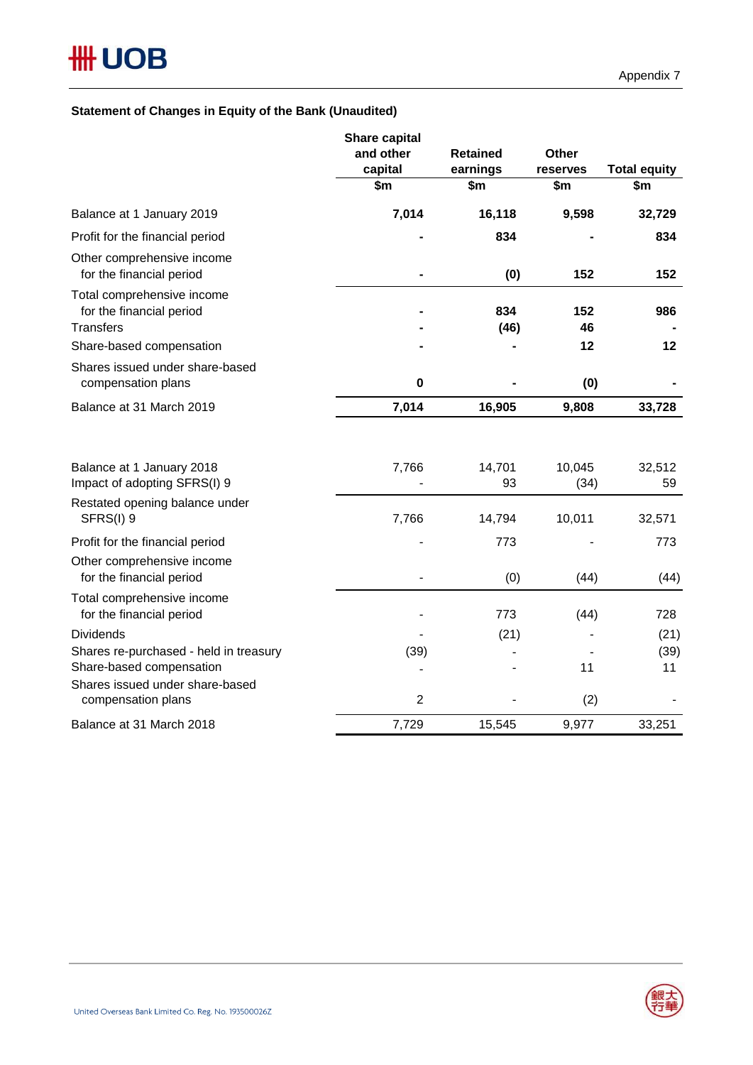Appendix 7

**Statement of Changes in Equity of the Bank (Unaudited)**

| | Share capital and other capital | Retained earnings | Other reserves | Total equity |
|---|---|---|---|---|
| | $m | $m | $m | $m |
| Balance at 1 January 2019 | **7,014** | **16,118** | **9,598** | **32,729** |
| Profit for the financial period | **-** | **834** | **-** | **834** |
| Other comprehensive income for the financial period | **-** | **(0)** | **152** | **152** |
| Total comprehensive income for the financial period | **-** | **834** | **152** | **986** |
| Transfers | **-** | **(46)** | **46** | **-** |
| Share-based compensation | **-** | **-** | **12** | **12** |
| Shares issued under share-based compensation plans | **0** | **-** | **(0)** | **-** |
| Balance at 31 March 2019 | **7,014** | **16,905** | **9,808** | **33,728** |
| | | | | |
| Balance at 1 January 2018 | 7,766 | 14,701 | 10,045 | 32,512 |
| Impact of adopting SFRS(I) 9 | - | 93 | (34) | 59 |
| Restated opening balance under SFRS(I) 9 | 7,766 | 14,794 | 10,011 | 32,571 |
| Profit for the financial period | - | 773 | - | 773 |
| Other comprehensive income for the financial period | - | (0) | (44) | (44) |
| Total comprehensive income for the financial period | - | 773 | (44) | 728 |
| Dividends | - | (21) | - | (21) |
| Shares re-purchased - held in treasury | (39) | - | - | (39) |
| Share-based compensation | - | - | 11 | 11 |
| Shares issued under share-based compensation plans | 2 | - | (2) | - |
| Balance at 31 March 2018 | 7,729 | 15,545 | 9,977 | 33,251 |